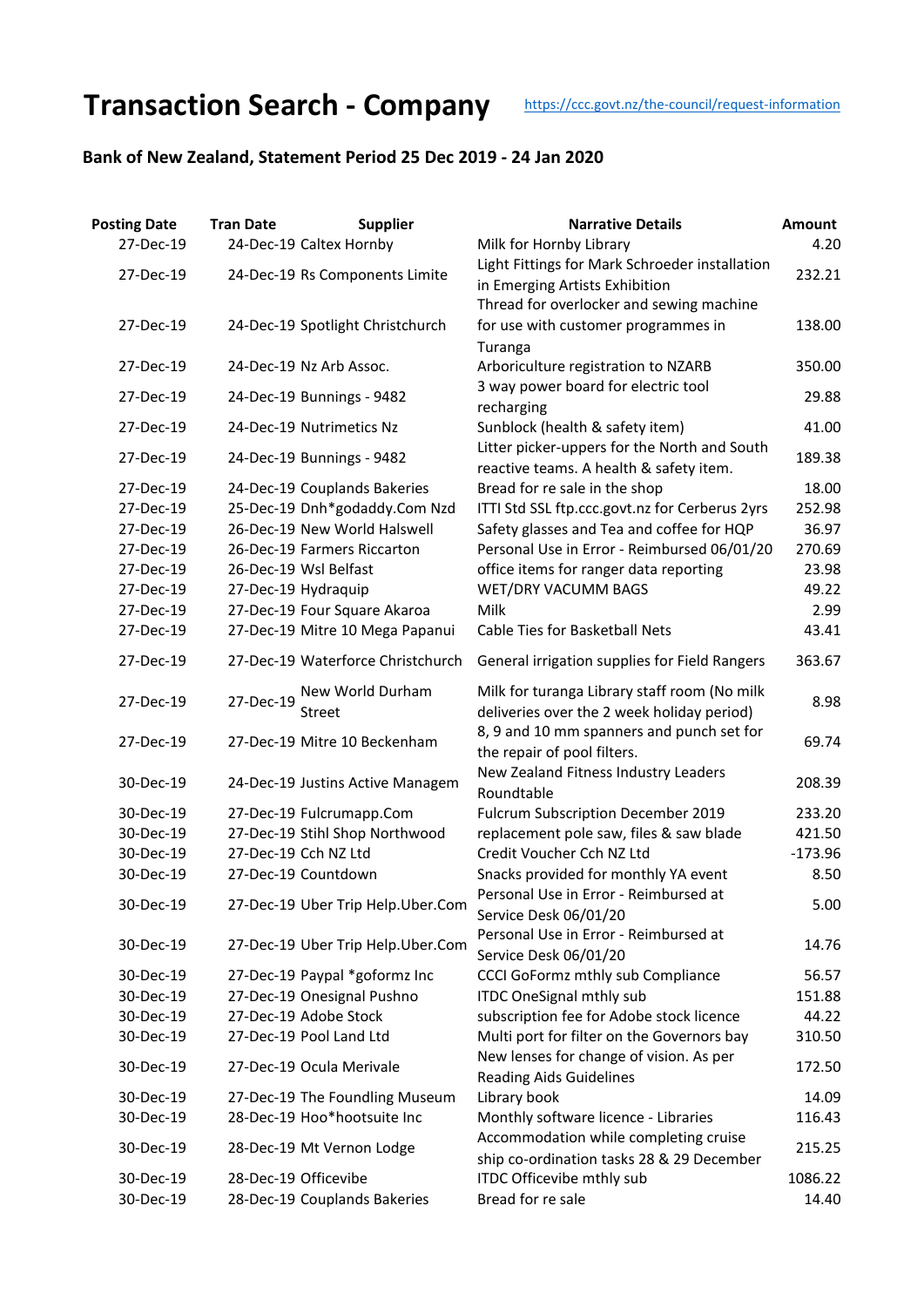# Transaction Search - Company

https://ccc.govt.nz/the-council/request-information

## Bank of New Zealand, Statement Period 25 Dec 2019 - 24 Jan 2020

| Posting Date | Tran Date | Supplier | Narrative Details | Amount |
|---|---|---|---|---|
| 27-Dec-19 | 24-Dec-19 | Caltex Hornby | Milk for Hornby Library | 4.20 |
| 27-Dec-19 | 24-Dec-19 | Rs Components Limite | Light Fittings for Mark Schroeder installation in Emerging Artists Exhibition | 232.21 |
| 27-Dec-19 | 24-Dec-19 | Spotlight Christchurch | Thread for overlocker and sewing machine for use with customer programmes in Turanga | 138.00 |
| 27-Dec-19 | 24-Dec-19 | Nz Arb Assoc. | Arboriculture registration to NZARB | 350.00 |
| 27-Dec-19 | 24-Dec-19 | Bunnings - 9482 | 3 way power board for electric tool recharging | 29.88 |
| 27-Dec-19 | 24-Dec-19 | Nutrimetics Nz | Sunblock (health & safety item) | 41.00 |
| 27-Dec-19 | 24-Dec-19 | Bunnings - 9482 | Litter picker-uppers for the North and South reactive teams. A health & safety item. | 189.38 |
| 27-Dec-19 | 24-Dec-19 | Couplands Bakeries | Bread for re sale in the shop | 18.00 |
| 27-Dec-19 | 25-Dec-19 | Dnh*godaddy.Com Nzd | ITTI Std SSL ftp.ccc.govt.nz for Cerberus 2yrs | 252.98 |
| 27-Dec-19 | 26-Dec-19 | New World Halswell | Safety glasses and Tea and coffee for HQP | 36.97 |
| 27-Dec-19 | 26-Dec-19 | Farmers Riccarton | Personal Use in Error - Reimbursed 06/01/20 | 270.69 |
| 27-Dec-19 | 26-Dec-19 | Wsl Belfast | office items for ranger data reporting | 23.98 |
| 27-Dec-19 | 27-Dec-19 | Hydraquip | WET/DRY VACUMM BAGS | 49.22 |
| 27-Dec-19 | 27-Dec-19 | Four Square Akaroa | Milk | 2.99 |
| 27-Dec-19 | 27-Dec-19 | Mitre 10 Mega Papanui | Cable Ties for Basketball Nets | 43.41 |
| 27-Dec-19 | 27-Dec-19 | Waterforce Christchurch | General irrigation supplies for Field Rangers | 363.67 |
| 27-Dec-19 | 27-Dec-19 | New World Durham Street | Milk for turanga Library staff room (No milk deliveries over the 2 week holiday period) | 8.98 |
| 27-Dec-19 | 27-Dec-19 | Mitre 10 Beckenham | 8, 9 and 10 mm spanners and punch set for the repair of pool filters. | 69.74 |
| 30-Dec-19 | 24-Dec-19 | Justins Active Managem | New Zealand Fitness Industry Leaders Roundtable | 208.39 |
| 30-Dec-19 | 27-Dec-19 | Fulcrumapp.Com | Fulcrum Subscription December 2019 | 233.20 |
| 30-Dec-19 | 27-Dec-19 | Stihl Shop Northwood | replacement pole saw, files & saw blade | 421.50 |
| 30-Dec-19 | 27-Dec-19 | Cch NZ Ltd | Credit Voucher Cch NZ Ltd | -173.96 |
| 30-Dec-19 | 27-Dec-19 | Countdown | Snacks provided for monthly YA event | 8.50 |
| 30-Dec-19 | 27-Dec-19 | Uber Trip Help.Uber.Com | Personal Use in Error - Reimbursed at Service Desk 06/01/20 | 5.00 |
| 30-Dec-19 | 27-Dec-19 | Uber Trip Help.Uber.Com | Personal Use in Error - Reimbursed at Service Desk 06/01/20 | 14.76 |
| 30-Dec-19 | 27-Dec-19 | Paypal *goformz Inc | CCCI GoFormz mthly sub Compliance | 56.57 |
| 30-Dec-19 | 27-Dec-19 | Onesignal Pushno | ITDC OneSignal mthly sub | 151.88 |
| 30-Dec-19 | 27-Dec-19 | Adobe Stock | subscription fee for Adobe stock licence | 44.22 |
| 30-Dec-19 | 27-Dec-19 | Pool Land Ltd | Multi port for filter on the Governors bay | 310.50 |
| 30-Dec-19 | 27-Dec-19 | Ocula Merivale | New lenses for change of vision. As per Reading Aids Guidelines | 172.50 |
| 30-Dec-19 | 27-Dec-19 | The Foundling Museum | Library book | 14.09 |
| 30-Dec-19 | 28-Dec-19 | Hoo*hootsuite Inc | Monthly software licence - Libraries | 116.43 |
| 30-Dec-19 | 28-Dec-19 | Mt Vernon Lodge | Accommodation while completing cruise ship co-ordination tasks 28 & 29 December | 215.25 |
| 30-Dec-19 | 28-Dec-19 | Officevibe | ITDC Officevibe mthly sub | 1086.22 |
| 30-Dec-19 | 28-Dec-19 | Couplands Bakeries | Bread for re sale | 14.40 |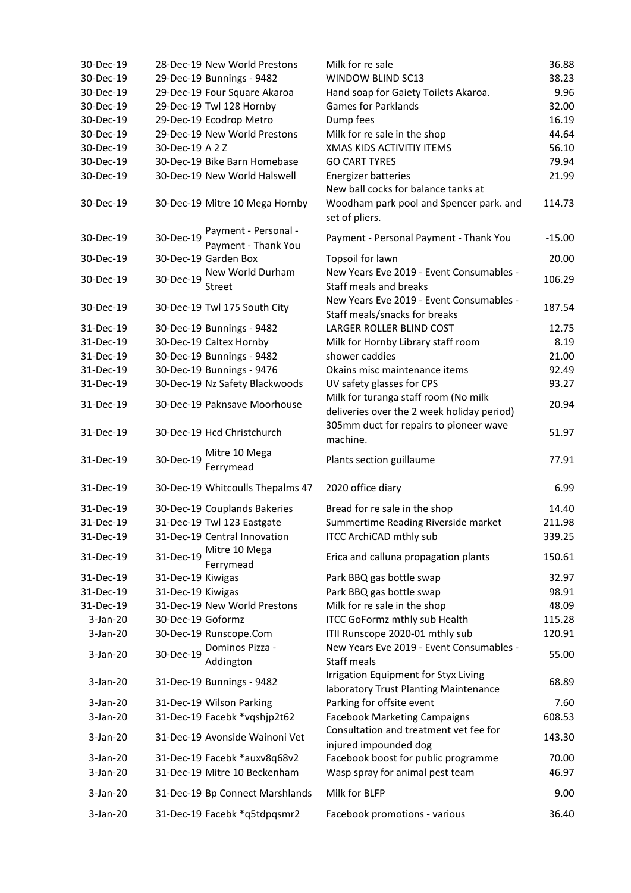| | | | | |
|---|---|---|---|---|
| 30-Dec-19 | 28-Dec-19 | New World Prestons | Milk for re sale | 36.88 |
| 30-Dec-19 | 29-Dec-19 | Bunnings - 9482 | WINDOW BLIND SC13 | 38.23 |
| 30-Dec-19 | 29-Dec-19 | Four Square Akaroa | Hand soap for Gaiety Toilets Akaroa. | 9.96 |
| 30-Dec-19 | 29-Dec-19 | Twl 128 Hornby | Games for Parklands | 32.00 |
| 30-Dec-19 | 29-Dec-19 | Ecodrop Metro | Dump fees | 16.19 |
| 30-Dec-19 | 29-Dec-19 | New World Prestons | Milk for re sale in the shop | 44.64 |
| 30-Dec-19 | 30-Dec-19 | A 2 Z | XMAS KIDS ACTIVITIY ITEMS | 56.10 |
| 30-Dec-19 | 30-Dec-19 | Bike Barn Homebase | GO CART TYRES | 79.94 |
| 30-Dec-19 | 30-Dec-19 | New World Halswell | Energizer batteries | 21.99 |
| 30-Dec-19 | 30-Dec-19 | Mitre 10 Mega Hornby | New ball cocks for balance tanks at Woodham park pool and Spencer park. and set of pliers. | 114.73 |
| 30-Dec-19 | 30-Dec-19 | Payment - Personal - Payment - Thank You | Payment - Personal Payment - Thank You | -15.00 |
| 30-Dec-19 | 30-Dec-19 | Garden Box | Topsoil for lawn | 20.00 |
| 30-Dec-19 | 30-Dec-19 | New World Durham Street | New Years Eve 2019 - Event Consumables - Staff meals and breaks | 106.29 |
| 30-Dec-19 | 30-Dec-19 | Twl 175 South City | New Years Eve 2019 - Event Consumables - Staff meals/snacks for breaks | 187.54 |
| 31-Dec-19 | 30-Dec-19 | Bunnings - 9482 | LARGER ROLLER BLIND COST | 12.75 |
| 31-Dec-19 | 30-Dec-19 | Caltex Hornby | Milk for Hornby Library staff room | 8.19 |
| 31-Dec-19 | 30-Dec-19 | Bunnings - 9482 | shower caddies | 21.00 |
| 31-Dec-19 | 30-Dec-19 | Bunnings - 9476 | Okains misc maintenance items | 92.49 |
| 31-Dec-19 | 30-Dec-19 | Nz Safety Blackwoods | UV safety glasses for CPS | 93.27 |
| 31-Dec-19 | 30-Dec-19 | Paknsave Moorhouse | Milk for turanga staff room (No milk deliveries over the 2 week holiday period) | 20.94 |
| 31-Dec-19 | 30-Dec-19 | Hcd Christchurch | 305mm duct for repairs to pioneer wave machine. | 51.97 |
| 31-Dec-19 | 30-Dec-19 | Mitre 10 Mega Ferrymead | Plants section guillaume | 77.91 |
| 31-Dec-19 | 30-Dec-19 | Whitcoulls Thepalms 47 | 2020 office diary | 6.99 |
| 31-Dec-19 | 30-Dec-19 | Couplands Bakeries | Bread for re sale in the shop | 14.40 |
| 31-Dec-19 | 31-Dec-19 | Twl 123 Eastgate | Summertime Reading Riverside market | 211.98 |
| 31-Dec-19 | 31-Dec-19 | Central Innovation | ITCC ArchiCAD mthly sub | 339.25 |
| 31-Dec-19 | 31-Dec-19 | Mitre 10 Mega Ferrymead | Erica and calluna propagation plants | 150.61 |
| 31-Dec-19 | 31-Dec-19 | Kiwigas | Park BBQ gas bottle swap | 32.97 |
| 31-Dec-19 | 31-Dec-19 | Kiwigas | Park BBQ gas bottle swap | 98.91 |
| 31-Dec-19 | 31-Dec-19 | New World Prestons | Milk for re sale in the shop | 48.09 |
| 3-Jan-20 | 30-Dec-19 | Goformz | ITCC GoFormz mthly sub Health | 115.28 |
| 3-Jan-20 | 30-Dec-19 | Runscope.Com | ITII Runscope 2020-01 mthly sub | 120.91 |
| 3-Jan-20 | 30-Dec-19 | Dominos Pizza - Addington | New Years Eve 2019 - Event Consumables - Staff meals | 55.00 |
| 3-Jan-20 | 31-Dec-19 | Bunnings - 9482 | Irrigation Equipment for Styx Living laboratory Trust Planting Maintenance | 68.89 |
| 3-Jan-20 | 31-Dec-19 | Wilson Parking | Parking for offsite event | 7.60 |
| 3-Jan-20 | 31-Dec-19 | Facebk *vqshjp2t62 | Facebook Marketing Campaigns | 608.53 |
| 3-Jan-20 | 31-Dec-19 | Avonside Wainoni Vet | Consultation and treatment vet fee for injured impounded dog | 143.30 |
| 3-Jan-20 | 31-Dec-19 | Facebk *auxv8q68v2 | Facebook boost for public programme | 70.00 |
| 3-Jan-20 | 31-Dec-19 | Mitre 10 Beckenham | Wasp spray for animal pest team | 46.97 |
| 3-Jan-20 | 31-Dec-19 | Bp Connect Marshlands | Milk for BLFP | 9.00 |
| 3-Jan-20 | 31-Dec-19 | Facebk *q5tdpqsmr2 | Facebook promotions - various | 36.40 |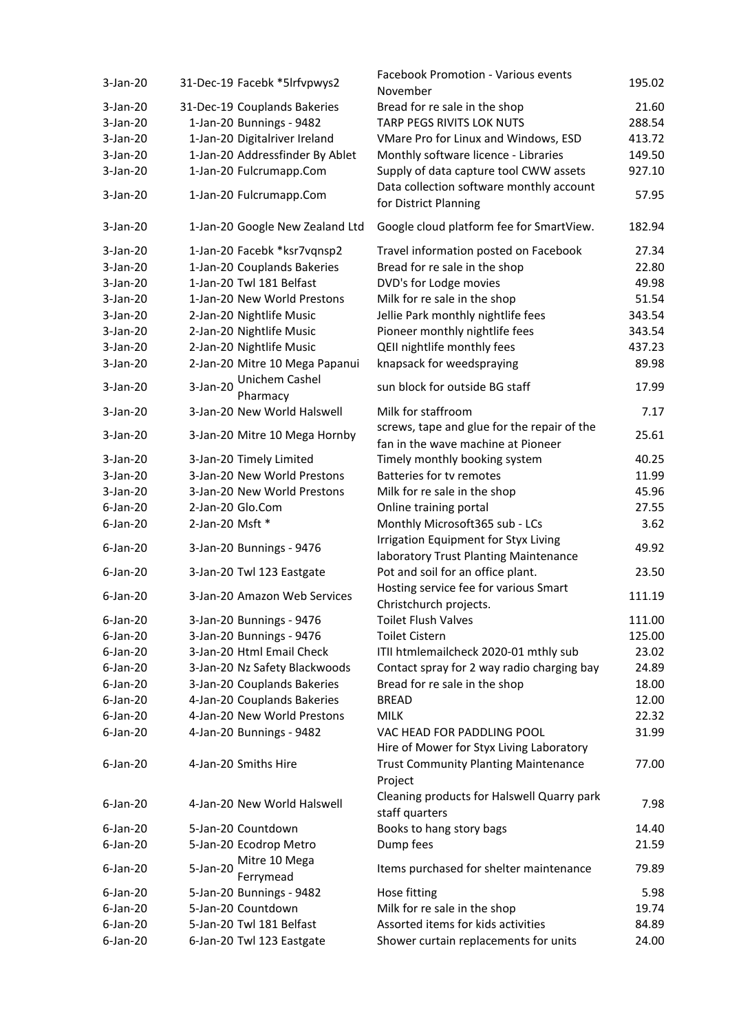| | | | |
|---|---|---|---|
| 3-Jan-20 | 31-Dec-19 Facebk *5lrfvpwys2 | Facebook Promotion - Various events November | 195.02 |
| 3-Jan-20 | 31-Dec-19 Couplands Bakeries | Bread for re sale in the shop | 21.60 |
| 3-Jan-20 | 1-Jan-20 Bunnings - 9482 | TARP PEGS RIVITS LOK NUTS | 288.54 |
| 3-Jan-20 | 1-Jan-20 Digitalriver Ireland | VMare Pro for Linux and Windows, ESD | 413.72 |
| 3-Jan-20 | 1-Jan-20 Addressfinder By Ablet | Monthly software licence - Libraries | 149.50 |
| 3-Jan-20 | 1-Jan-20 Fulcrumapp.Com | Supply of data capture tool CWW assets | 927.10 |
| 3-Jan-20 | 1-Jan-20 Fulcrumapp.Com | Data collection software monthly account for District Planning | 57.95 |
| 3-Jan-20 | 1-Jan-20 Google New Zealand Ltd | Google cloud platform fee for SmartView. | 182.94 |
| 3-Jan-20 | 1-Jan-20 Facebk *ksr7vqnsp2 | Travel information posted on Facebook | 27.34 |
| 3-Jan-20 | 1-Jan-20 Couplands Bakeries | Bread for re sale in the shop | 22.80 |
| 3-Jan-20 | 1-Jan-20 Twl 181 Belfast | DVD's for Lodge movies | 49.98 |
| 3-Jan-20 | 1-Jan-20 New World Prestons | Milk for re sale in the shop | 51.54 |
| 3-Jan-20 | 2-Jan-20 Nightlife Music | Jellie Park monthly nightlife fees | 343.54 |
| 3-Jan-20 | 2-Jan-20 Nightlife Music | Pioneer monthly nightlife fees | 343.54 |
| 3-Jan-20 | 2-Jan-20 Nightlife Music | QEII nightlife monthly fees | 437.23 |
| 3-Jan-20 | 2-Jan-20 Mitre 10 Mega Papanui | knapsack for weedspraying | 89.98 |
| 3-Jan-20 | 3-Jan-20 Unichem Cashel Pharmacy | sun block for outside BG staff | 17.99 |
| 3-Jan-20 | 3-Jan-20 New World Halswell | Milk for staffroom | 7.17 |
| 3-Jan-20 | 3-Jan-20 Mitre 10 Mega Hornby | screws, tape and glue for the repair of the fan in the wave machine at Pioneer | 25.61 |
| 3-Jan-20 | 3-Jan-20 Timely Limited | Timely monthly booking system | 40.25 |
| 3-Jan-20 | 3-Jan-20 New World Prestons | Batteries for tv remotes | 11.99 |
| 3-Jan-20 | 3-Jan-20 New World Prestons | Milk for re sale in the shop | 45.96 |
| 6-Jan-20 | 2-Jan-20 Glo.Com | Online training portal | 27.55 |
| 6-Jan-20 | 2-Jan-20 Msft * | Monthly Microsoft365 sub - LCs | 3.62 |
| 6-Jan-20 | 3-Jan-20 Bunnings - 9476 | Irrigation Equipment for Styx Living laboratory Trust Planting Maintenance | 49.92 |
| 6-Jan-20 | 3-Jan-20 Twl 123 Eastgate | Pot and soil for an office plant. | 23.50 |
| 6-Jan-20 | 3-Jan-20 Amazon Web Services | Hosting service fee for various Smart Christchurch projects. | 111.19 |
| 6-Jan-20 | 3-Jan-20 Bunnings - 9476 | Toilet Flush Valves | 111.00 |
| 6-Jan-20 | 3-Jan-20 Bunnings - 9476 | Toilet Cistern | 125.00 |
| 6-Jan-20 | 3-Jan-20 Html Email Check | ITII htmlemailcheck 2020-01 mthly sub | 23.02 |
| 6-Jan-20 | 3-Jan-20 Nz Safety Blackwoods | Contact spray for 2 way radio charging bay | 24.89 |
| 6-Jan-20 | 3-Jan-20 Couplands Bakeries | Bread for re sale in the shop | 18.00 |
| 6-Jan-20 | 4-Jan-20 Couplands Bakeries | BREAD | 12.00 |
| 6-Jan-20 | 4-Jan-20 New World Prestons | MILK | 22.32 |
| 6-Jan-20 | 4-Jan-20 Bunnings - 9482 | VAC HEAD FOR PADDLING POOL | 31.99 |
| 6-Jan-20 | 4-Jan-20 Smiths Hire | Hire of Mower for Styx Living Laboratory Trust Community Planting Maintenance Project | 77.00 |
| 6-Jan-20 | 4-Jan-20 New World Halswell | Cleaning products for Halswell Quarry park staff quarters | 7.98 |
| 6-Jan-20 | 5-Jan-20 Countdown | Books to hang story bags | 14.40 |
| 6-Jan-20 | 5-Jan-20 Ecodrop Metro | Dump fees | 21.59 |
| 6-Jan-20 | 5-Jan-20 Mitre 10 Mega Ferrymead | Items purchased for shelter maintenance | 79.89 |
| 6-Jan-20 | 5-Jan-20 Bunnings - 9482 | Hose fitting | 5.98 |
| 6-Jan-20 | 5-Jan-20 Countdown | Milk for re sale in the shop | 19.74 |
| 6-Jan-20 | 5-Jan-20 Twl 181 Belfast | Assorted items for kids activities | 84.89 |
| 6-Jan-20 | 6-Jan-20 Twl 123 Eastgate | Shower curtain replacements for units | 24.00 |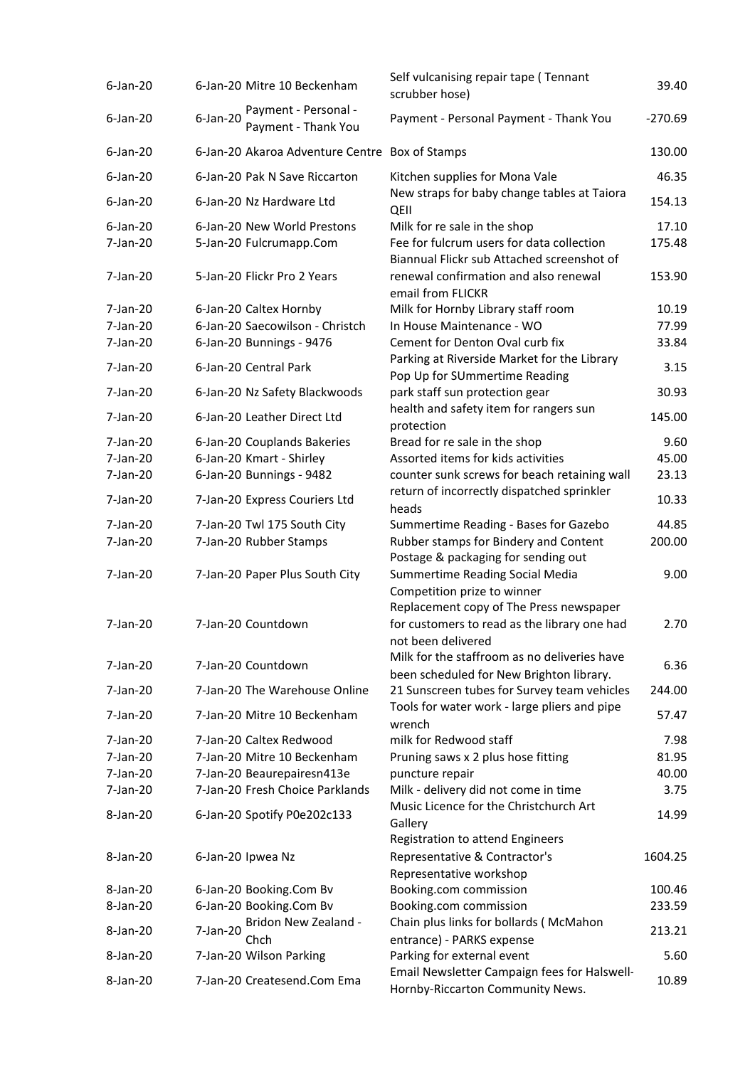| | | | | |
|---|---|---|---|---|
| 6-Jan-20 | 6-Jan-20 | Mitre 10 Beckenham | Self vulcanising repair tape ( Tennant scrubber hose) | 39.40 |
| 6-Jan-20 | 6-Jan-20 | Payment - Personal - Payment - Thank You | Payment - Personal Payment - Thank You | -270.69 |
| 6-Jan-20 | 6-Jan-20 | Akaroa Adventure Centre | Box of Stamps | 130.00 |
| 6-Jan-20 | 6-Jan-20 | Pak N Save Riccarton | Kitchen supplies for Mona Vale | 46.35 |
| 6-Jan-20 | 6-Jan-20 | Nz Hardware Ltd | New straps for baby change tables at Taiora QEII | 154.13 |
| 6-Jan-20 | 6-Jan-20 | New World Prestons | Milk for re sale in the shop | 17.10 |
| 7-Jan-20 | 5-Jan-20 | Fulcrumapp.Com | Fee for fulcrum users for data collection | 175.48 |
| 7-Jan-20 | 5-Jan-20 | Flickr Pro 2 Years | Biannual Flickr sub Attached screenshot of renewal confirmation and also renewal email from FLICKR | 153.90 |
| 7-Jan-20 | 6-Jan-20 | Caltex Hornby | Milk for Hornby Library staff room | 10.19 |
| 7-Jan-20 | 6-Jan-20 | Saecowilson - Christch | In House Maintenance - WO | 77.99 |
| 7-Jan-20 | 6-Jan-20 | Bunnings - 9476 | Cement for Denton Oval curb fix | 33.84 |
| 7-Jan-20 | 6-Jan-20 | Central Park | Parking at Riverside Market for the Library Pop Up for SUmmertime Reading | 3.15 |
| 7-Jan-20 | 6-Jan-20 | Nz Safety Blackwoods | park staff sun protection gear | 30.93 |
| 7-Jan-20 | 6-Jan-20 | Leather Direct Ltd | health and safety item for rangers sun protection | 145.00 |
| 7-Jan-20 | 6-Jan-20 | Couplands Bakeries | Bread for re sale in the shop | 9.60 |
| 7-Jan-20 | 6-Jan-20 | Kmart - Shirley | Assorted items for kids activities | 45.00 |
| 7-Jan-20 | 6-Jan-20 | Bunnings - 9482 | counter sunk screws for beach retaining wall | 23.13 |
| 7-Jan-20 | 7-Jan-20 | Express Couriers Ltd | return of incorrectly dispatched sprinkler heads | 10.33 |
| 7-Jan-20 | 7-Jan-20 | Twl 175 South City | Summertime Reading - Bases for Gazebo | 44.85 |
| 7-Jan-20 | 7-Jan-20 | Rubber Stamps | Rubber stamps for Bindery and Content | 200.00 |
| 7-Jan-20 | 7-Jan-20 | Paper Plus South City | Postage & packaging for sending out Summertime Reading Social Media Competition prize to winner | 9.00 |
| 7-Jan-20 | 7-Jan-20 | Countdown | Replacement copy of The Press newspaper for customers to read as the library one had not been delivered | 2.70 |
| 7-Jan-20 | 7-Jan-20 | Countdown | Milk for the staffroom as no deliveries have been scheduled for New Brighton library. | 6.36 |
| 7-Jan-20 | 7-Jan-20 | The Warehouse Online | 21 Sunscreen tubes for Survey team vehicles | 244.00 |
| 7-Jan-20 | 7-Jan-20 | Mitre 10 Beckenham | Tools for water work - large pliers and pipe wrench | 57.47 |
| 7-Jan-20 | 7-Jan-20 | Caltex Redwood | milk for Redwood staff | 7.98 |
| 7-Jan-20 | 7-Jan-20 | Mitre 10 Beckenham | Pruning saws x 2 plus hose fitting | 81.95 |
| 7-Jan-20 | 7-Jan-20 | Beaurepairesn413e | puncture repair | 40.00 |
| 7-Jan-20 | 7-Jan-20 | Fresh Choice Parklands | Milk - delivery did not come in time | 3.75 |
| 8-Jan-20 | 6-Jan-20 | Spotify P0e202c133 | Music Licence for the Christchurch Art Gallery | 14.99 |
| 8-Jan-20 | 6-Jan-20 | Ipwea Nz | Registration to attend Engineers Representative & Contractor's Representative workshop | 1604.25 |
| 8-Jan-20 | 6-Jan-20 | Booking.Com Bv | Booking.com commission | 100.46 |
| 8-Jan-20 | 6-Jan-20 | Booking.Com Bv | Booking.com commission | 233.59 |
| 8-Jan-20 | 7-Jan-20 | Bridon New Zealand - Chch | Chain plus links for bollards ( McMahon entrance) - PARKS expense | 213.21 |
| 8-Jan-20 | 7-Jan-20 | Wilson Parking | Parking for external event | 5.60 |
| 8-Jan-20 | 7-Jan-20 | Createsend.Com Ema | Email Newsletter Campaign fees for Halswell-Hornby-Riccarton Community News. | 10.89 |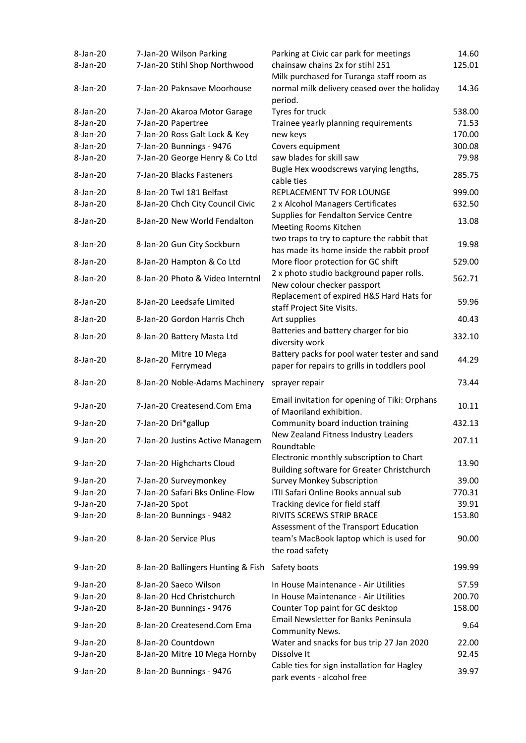| | | | | |
|---|---|---|---|---|
| 8-Jan-20 | 7-Jan-20 | Wilson Parking | Parking at Civic car park for meetings | 14.60 |
| 8-Jan-20 | 7-Jan-20 | Stihl Shop Northwood | chainsaw chains 2x for stihl 251 | 125.01 |
| 8-Jan-20 | 7-Jan-20 | Paknsave Moorhouse | Milk purchased for Turanga staff room as normal milk delivery ceased over the holiday period. | 14.36 |
| 8-Jan-20 | 7-Jan-20 | Akaroa Motor Garage | Tyres for truck | 538.00 |
| 8-Jan-20 | 7-Jan-20 | Papertree | Trainee yearly planning requirements | 71.53 |
| 8-Jan-20 | 7-Jan-20 | Ross Galt Lock & Key | new keys | 170.00 |
| 8-Jan-20 | 7-Jan-20 | Bunnings - 9476 | Covers equipment | 300.08 |
| 8-Jan-20 | 7-Jan-20 | George Henry & Co Ltd | saw blades for skill saw | 79.98 |
| 8-Jan-20 | 7-Jan-20 | Blacks Fasteners | Bugle Hex woodscrews varying lengths, cable ties | 285.75 |
| 8-Jan-20 | 8-Jan-20 | Twl 181 Belfast | REPLACEMENT TV FOR LOUNGE | 999.00 |
| 8-Jan-20 | 8-Jan-20 | Chch City Council Civic | 2 x Alcohol Managers Certificates | 632.50 |
| 8-Jan-20 | 8-Jan-20 | New World Fendalton | Supplies for Fendalton Service Centre Meeting Rooms Kitchen | 13.08 |
| 8-Jan-20 | 8-Jan-20 | Gun City Sockburn | two traps to try to capture the rabbit that has made its home inside the rabbit proof | 19.98 |
| 8-Jan-20 | 8-Jan-20 | Hampton & Co Ltd | More floor protection for GC shift | 529.00 |
| 8-Jan-20 | 8-Jan-20 | Photo & Video Interntnl | 2 x photo studio background paper rolls. New colour checker passport | 562.71 |
| 8-Jan-20 | 8-Jan-20 | Leedsafe Limited | Replacement of expired H&S Hard Hats for staff Project Site Visits. | 59.96 |
| 8-Jan-20 | 8-Jan-20 | Gordon Harris Chch | Art supplies | 40.43 |
| 8-Jan-20 | 8-Jan-20 | Battery Masta Ltd | Batteries and battery charger for bio diversity work | 332.10 |
| 8-Jan-20 | 8-Jan-20 | Mitre 10 Mega Ferrymead | Battery packs for pool water tester and sand paper for repairs to grills in toddlers pool | 44.29 |
| 8-Jan-20 | 8-Jan-20 | Noble-Adams Machinery | sprayer repair | 73.44 |
| 9-Jan-20 | 7-Jan-20 | Createsend.Com Ema | Email invitation for opening of Tiki: Orphans of Maoriland exhibition. | 10.11 |
| 9-Jan-20 | 7-Jan-20 | Dri*gallup | Community board induction training | 432.13 |
| 9-Jan-20 | 7-Jan-20 | Justins Active Managem | New Zealand Fitness Industry Leaders Roundtable | 207.11 |
| 9-Jan-20 | 7-Jan-20 | Highcharts Cloud | Electronic monthly subscription to Chart Building software for Greater Christchurch | 13.90 |
| 9-Jan-20 | 7-Jan-20 | Surveymonkey | Survey Monkey Subscription | 39.00 |
| 9-Jan-20 | 7-Jan-20 | Safari Bks Online-Flow | ITII Safari Online Books annual sub | 770.31 |
| 9-Jan-20 | 7-Jan-20 | Spot | Tracking device for field staff | 39.91 |
| 9-Jan-20 | 8-Jan-20 | Bunnings - 9482 | RIVITS SCREWS STRIP BRACE | 153.80 |
| 9-Jan-20 | 8-Jan-20 | Service Plus | Assessment of the Transport Education team's MacBook laptop which is used for the road safety | 90.00 |
| 9-Jan-20 | 8-Jan-20 | Ballingers Hunting & Fish | Safety boots | 199.99 |
| 9-Jan-20 | 8-Jan-20 | Saeco Wilson | In House Maintenance - Air Utilities | 57.59 |
| 9-Jan-20 | 8-Jan-20 | Hcd Christchurch | In House Maintenance - Air Utilities | 200.70 |
| 9-Jan-20 | 8-Jan-20 | Bunnings - 9476 | Counter Top paint for GC desktop | 158.00 |
| 9-Jan-20 | 8-Jan-20 | Createsend.Com Ema | Email Newsletter for Banks Peninsula Community News. | 9.64 |
| 9-Jan-20 | 8-Jan-20 | Countdown | Water and snacks for bus trip 27 Jan 2020 | 22.00 |
| 9-Jan-20 | 8-Jan-20 | Mitre 10 Mega Hornby | Dissolve It | 92.45 |
| 9-Jan-20 | 8-Jan-20 | Bunnings - 9476 | Cable ties for sign installation for Hagley park events - alcohol free | 39.97 |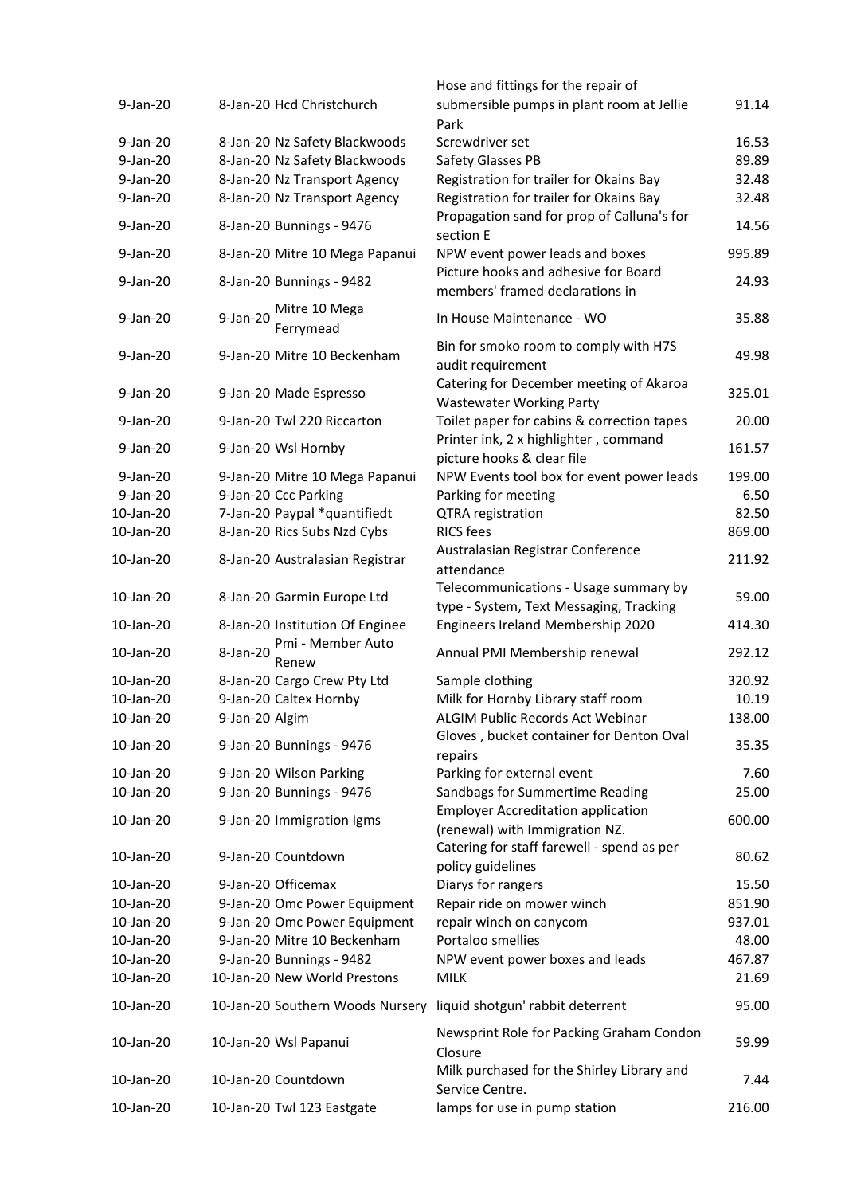| | | | |
|---|---|---|---|
| 9-Jan-20 | 8-Jan-20 Hcd Christchurch | Hose and fittings for the repair of submersible pumps in plant room at Jellie Park | 91.14 |
| 9-Jan-20 | 8-Jan-20 Nz Safety Blackwoods | Screwdriver set | 16.53 |
| 9-Jan-20 | 8-Jan-20 Nz Safety Blackwoods | Safety Glasses PB | 89.89 |
| 9-Jan-20 | 8-Jan-20 Nz Transport Agency | Registration for trailer for Okains Bay | 32.48 |
| 9-Jan-20 | 8-Jan-20 Nz Transport Agency | Registration for trailer for Okains Bay | 32.48 |
| 9-Jan-20 | 8-Jan-20 Bunnings - 9476 | Propagation sand for prop of Calluna's for section E | 14.56 |
| 9-Jan-20 | 8-Jan-20 Mitre 10 Mega Papanui | NPW event power leads and boxes | 995.89 |
| 9-Jan-20 | 8-Jan-20 Bunnings - 9482 | Picture hooks and adhesive for Board members' framed declarations in | 24.93 |
| 9-Jan-20 | 9-Jan-20 Mitre 10 Mega Ferrymead | In House Maintenance - WO | 35.88 |
| 9-Jan-20 | 9-Jan-20 Mitre 10 Beckenham | Bin for smoko room to comply with H7S audit requirement | 49.98 |
| 9-Jan-20 | 9-Jan-20 Made Espresso | Catering for December meeting of Akaroa Wastewater Working Party | 325.01 |
| 9-Jan-20 | 9-Jan-20 Twl 220 Riccarton | Toilet paper for cabins & correction tapes | 20.00 |
| 9-Jan-20 | 9-Jan-20 Wsl Hornby | Printer ink, 2 x highlighter , command picture hooks & clear file | 161.57 |
| 9-Jan-20 | 9-Jan-20 Mitre 10 Mega Papanui | NPW Events tool box for event power leads | 199.00 |
| 9-Jan-20 | 9-Jan-20 Ccc Parking | Parking for meeting | 6.50 |
| 10-Jan-20 | 7-Jan-20 Paypal *quantifiedt | QTRA registration | 82.50 |
| 10-Jan-20 | 8-Jan-20 Rics Subs Nzd Cybs | RICS fees | 869.00 |
| 10-Jan-20 | 8-Jan-20 Australasian Registrar | Australasian Registrar Conference attendance | 211.92 |
| 10-Jan-20 | 8-Jan-20 Garmin Europe Ltd | Telecommunications - Usage summary by type - System, Text Messaging, Tracking | 59.00 |
| 10-Jan-20 | 8-Jan-20 Institution Of Enginee | Engineers Ireland Membership 2020 | 414.30 |
| 10-Jan-20 | 8-Jan-20 Pmi - Member Auto Renew | Annual PMI Membership renewal | 292.12 |
| 10-Jan-20 | 8-Jan-20 Cargo Crew Pty Ltd | Sample clothing | 320.92 |
| 10-Jan-20 | 9-Jan-20 Caltex Hornby | Milk for Hornby Library staff room | 10.19 |
| 10-Jan-20 | 9-Jan-20 Algim | ALGIM Public Records Act Webinar | 138.00 |
| 10-Jan-20 | 9-Jan-20 Bunnings - 9476 | Gloves , bucket container for Denton Oval repairs | 35.35 |
| 10-Jan-20 | 9-Jan-20 Wilson Parking | Parking for external event | 7.60 |
| 10-Jan-20 | 9-Jan-20 Bunnings - 9476 | Sandbags for Summertime Reading | 25.00 |
| 10-Jan-20 | 9-Jan-20 Immigration Igms | Employer Accreditation application (renewal) with Immigration NZ. | 600.00 |
| 10-Jan-20 | 9-Jan-20 Countdown | Catering for staff farewell - spend as per policy guidelines | 80.62 |
| 10-Jan-20 | 9-Jan-20 Officemax | Diarys for rangers | 15.50 |
| 10-Jan-20 | 9-Jan-20 Omc Power Equipment | Repair ride on mower winch | 851.90 |
| 10-Jan-20 | 9-Jan-20 Omc Power Equipment | repair winch on canycom | 937.01 |
| 10-Jan-20 | 9-Jan-20 Mitre 10 Beckenham | Portaloo smellies | 48.00 |
| 10-Jan-20 | 9-Jan-20 Bunnings - 9482 | NPW event power boxes and leads | 467.87 |
| 10-Jan-20 | 10-Jan-20 New World Prestons | MILK | 21.69 |
| 10-Jan-20 | 10-Jan-20 Southern Woods Nursery | liquid shotgun' rabbit deterrent | 95.00 |
| 10-Jan-20 | 10-Jan-20 Wsl Papanui | Newsprint Role for Packing Graham Condon Closure | 59.99 |
| 10-Jan-20 | 10-Jan-20 Countdown | Milk purchased for the Shirley Library and Service Centre. | 7.44 |
| 10-Jan-20 | 10-Jan-20 Twl 123 Eastgate | lamps for use in pump station | 216.00 |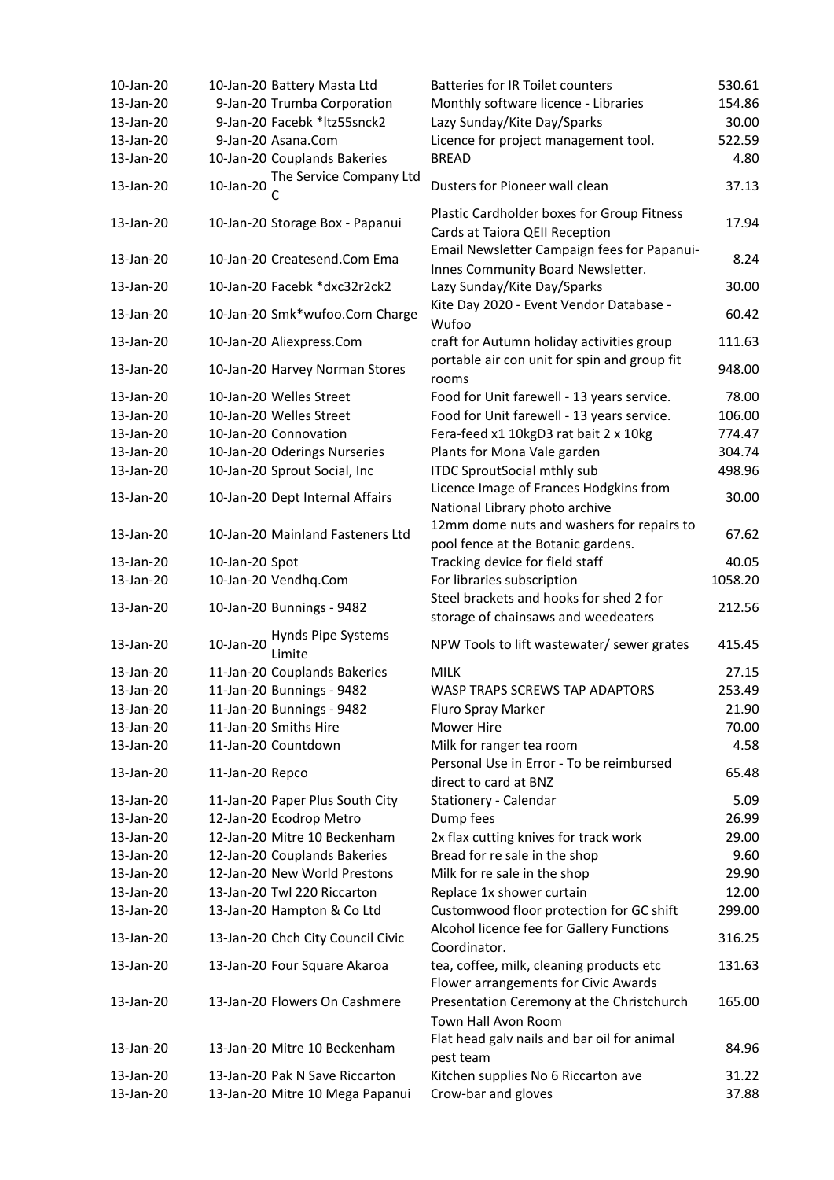| | | | | |
|---|---|---|---|---|
| 10-Jan-20 | 10-Jan-20 | Battery Masta Ltd | Batteries for IR Toilet counters | 530.61 |
| 13-Jan-20 | 9-Jan-20 | Trumba Corporation | Monthly software licence - Libraries | 154.86 |
| 13-Jan-20 | 9-Jan-20 | Facebk *ltz55snck2 | Lazy Sunday/Kite Day/Sparks | 30.00 |
| 13-Jan-20 | 9-Jan-20 | Asana.Com | Licence for project management tool. | 522.59 |
| 13-Jan-20 | 10-Jan-20 | Couplands Bakeries | BREAD | 4.80 |
| 13-Jan-20 | 10-Jan-20 | The Service Company Ltd C | Dusters for Pioneer wall clean | 37.13 |
| 13-Jan-20 | 10-Jan-20 | Storage Box - Papanui | Plastic Cardholder boxes for Group Fitness Cards at Taiora QEII Reception | 17.94 |
| 13-Jan-20 | 10-Jan-20 | Createsend.Com Ema | Email Newsletter Campaign fees for Papanui-Innes Community Board Newsletter. | 8.24 |
| 13-Jan-20 | 10-Jan-20 | Facebk *dxc32r2ck2 | Lazy Sunday/Kite Day/Sparks | 30.00 |
| 13-Jan-20 | 10-Jan-20 | Smk*wufoo.Com Charge | Kite Day 2020 - Event Vendor Database - Wufoo | 60.42 |
| 13-Jan-20 | 10-Jan-20 | Aliexpress.Com | craft for Autumn holiday activities group | 111.63 |
| 13-Jan-20 | 10-Jan-20 | Harvey Norman Stores | portable air con unit for spin and group fit rooms | 948.00 |
| 13-Jan-20 | 10-Jan-20 | Welles Street | Food for Unit farewell - 13 years service. | 78.00 |
| 13-Jan-20 | 10-Jan-20 | Welles Street | Food for Unit farewell - 13 years service. | 106.00 |
| 13-Jan-20 | 10-Jan-20 | Connovation | Fera-feed x1 10kgD3 rat bait 2 x 10kg | 774.47 |
| 13-Jan-20 | 10-Jan-20 | Oderings Nurseries | Plants for Mona Vale garden | 304.74 |
| 13-Jan-20 | 10-Jan-20 | Sprout Social, Inc | ITDC SproutSocial mthly sub | 498.96 |
| 13-Jan-20 | 10-Jan-20 | Dept Internal Affairs | Licence Image of Frances Hodgkins from National Library photo archive | 30.00 |
| 13-Jan-20 | 10-Jan-20 | Mainland Fasteners Ltd | 12mm dome nuts and washers for repairs to pool fence at the Botanic gardens. | 67.62 |
| 13-Jan-20 | 10-Jan-20 | Spot | Tracking device for field staff | 40.05 |
| 13-Jan-20 | 10-Jan-20 | Vendhq.Com | For libraries subscription | 1058.20 |
| 13-Jan-20 | 10-Jan-20 | Bunnings - 9482 | Steel brackets and hooks for shed 2 for storage of chainsaws and weedeaters | 212.56 |
| 13-Jan-20 | 10-Jan-20 | Hynds Pipe Systems Limite | NPW Tools to lift wastewater/ sewer grates | 415.45 |
| 13-Jan-20 | 11-Jan-20 | Couplands Bakeries | MILK | 27.15 |
| 13-Jan-20 | 11-Jan-20 | Bunnings - 9482 | WASP TRAPS SCREWS TAP ADAPTORS | 253.49 |
| 13-Jan-20 | 11-Jan-20 | Bunnings - 9482 | Fluro Spray Marker | 21.90 |
| 13-Jan-20 | 11-Jan-20 | Smiths Hire | Mower Hire | 70.00 |
| 13-Jan-20 | 11-Jan-20 | Countdown | Milk for ranger tea room | 4.58 |
| 13-Jan-20 | 11-Jan-20 | Repco | Personal Use in Error - To be reimbursed direct to card at BNZ | 65.48 |
| 13-Jan-20 | 11-Jan-20 | Paper Plus South City | Stationery - Calendar | 5.09 |
| 13-Jan-20 | 12-Jan-20 | Ecodrop Metro | Dump fees | 26.99 |
| 13-Jan-20 | 12-Jan-20 | Mitre 10 Beckenham | 2x flax cutting knives for track work | 29.00 |
| 13-Jan-20 | 12-Jan-20 | Couplands Bakeries | Bread for re sale in the shop | 9.60 |
| 13-Jan-20 | 12-Jan-20 | New World Prestons | Milk for re sale in the shop | 29.90 |
| 13-Jan-20 | 13-Jan-20 | Twl 220 Riccarton | Replace 1x shower curtain | 12.00 |
| 13-Jan-20 | 13-Jan-20 | Hampton & Co Ltd | Customwood floor protection for GC shift | 299.00 |
| 13-Jan-20 | 13-Jan-20 | Chch City Council Civic | Alcohol licence fee for Gallery Functions Coordinator. | 316.25 |
| 13-Jan-20 | 13-Jan-20 | Four Square Akaroa | tea, coffee, milk, cleaning products etc | 131.63 |
| 13-Jan-20 | 13-Jan-20 | Flowers On Cashmere | Flower arrangements for Civic Awards Presentation Ceremony at the Christchurch Town Hall Avon Room | 165.00 |
| 13-Jan-20 | 13-Jan-20 | Mitre 10 Beckenham | Flat head galv nails and bar oil for animal pest team | 84.96 |
| 13-Jan-20 | 13-Jan-20 | Pak N Save Riccarton | Kitchen supplies No 6 Riccarton ave | 31.22 |
| 13-Jan-20 | 13-Jan-20 | Mitre 10 Mega Papanui | Crow-bar and gloves | 37.88 |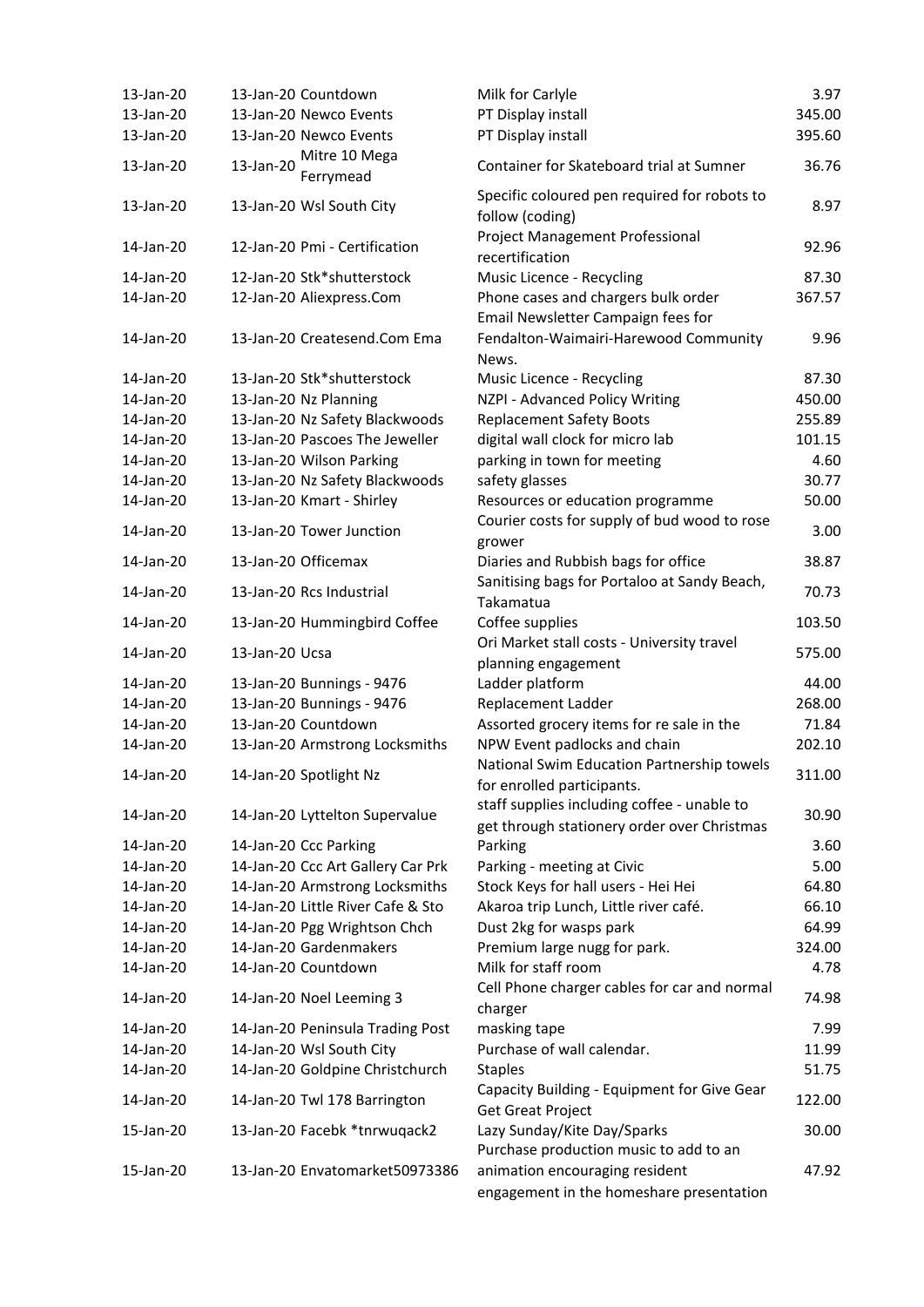| | | | | |
|---|---|---|---|---|
| 13-Jan-20 | 13-Jan-20 | Countdown | Milk for Carlyle | 3.97 |
| 13-Jan-20 | 13-Jan-20 | Newco Events | PT Display install | 345.00 |
| 13-Jan-20 | 13-Jan-20 | Newco Events | PT Display install | 395.60 |
| 13-Jan-20 | 13-Jan-20 | Mitre 10 Mega Ferrymead | Container for Skateboard trial at Sumner | 36.76 |
| 13-Jan-20 | 13-Jan-20 | Wsl South City | Specific coloured pen required for robots to follow (coding) | 8.97 |
| 14-Jan-20 | 12-Jan-20 | Pmi - Certification | Project Management Professional recertification | 92.96 |
| 14-Jan-20 | 12-Jan-20 | Stk*shutterstock | Music Licence - Recycling | 87.30 |
| 14-Jan-20 | 12-Jan-20 | Aliexpress.Com | Phone cases and chargers bulk order | 367.57 |
| 14-Jan-20 | 13-Jan-20 | Createsend.Com Ema | Email Newsletter Campaign fees for Fendalton-Waimairi-Harewood Community News. | 9.96 |
| 14-Jan-20 | 13-Jan-20 | Stk*shutterstock | Music Licence - Recycling | 87.30 |
| 14-Jan-20 | 13-Jan-20 | Nz Planning | NZPI - Advanced Policy Writing | 450.00 |
| 14-Jan-20 | 13-Jan-20 | Nz Safety Blackwoods | Replacement Safety Boots | 255.89 |
| 14-Jan-20 | 13-Jan-20 | Pascoes The Jeweller | digital wall clock for micro lab | 101.15 |
| 14-Jan-20 | 13-Jan-20 | Wilson Parking | parking in town for meeting | 4.60 |
| 14-Jan-20 | 13-Jan-20 | Nz Safety Blackwoods | safety glasses | 30.77 |
| 14-Jan-20 | 13-Jan-20 | Kmart - Shirley | Resources or education programme | 50.00 |
| 14-Jan-20 | 13-Jan-20 | Tower Junction | Courier costs for supply of bud wood to rose grower | 3.00 |
| 14-Jan-20 | 13-Jan-20 | Officemax | Diaries and Rubbish bags for office | 38.87 |
| 14-Jan-20 | 13-Jan-20 | Rcs Industrial | Sanitising bags for Portaloo at Sandy Beach, Takamatua | 70.73 |
| 14-Jan-20 | 13-Jan-20 | Hummingbird Coffee | Coffee supplies | 103.50 |
| 14-Jan-20 | 13-Jan-20 | Ucsa | Ori Market stall costs - University travel planning engagement | 575.00 |
| 14-Jan-20 | 13-Jan-20 | Bunnings - 9476 | Ladder platform | 44.00 |
| 14-Jan-20 | 13-Jan-20 | Bunnings - 9476 | Replacement Ladder | 268.00 |
| 14-Jan-20 | 13-Jan-20 | Countdown | Assorted grocery items for re sale in the | 71.84 |
| 14-Jan-20 | 13-Jan-20 | Armstrong Locksmiths | NPW Event padlocks and chain | 202.10 |
| 14-Jan-20 | 14-Jan-20 | Spotlight Nz | National Swim Education Partnership towels for enrolled participants. | 311.00 |
| 14-Jan-20 | 14-Jan-20 | Lyttelton Supervalue | staff supplies including coffee - unable to get through stationery order over Christmas | 30.90 |
| 14-Jan-20 | 14-Jan-20 | Ccc Parking | Parking | 3.60 |
| 14-Jan-20 | 14-Jan-20 | Ccc Art Gallery Car Prk | Parking - meeting at Civic | 5.00 |
| 14-Jan-20 | 14-Jan-20 | Armstrong Locksmiths | Stock Keys for hall users - Hei Hei | 64.80 |
| 14-Jan-20 | 14-Jan-20 | Little River Cafe & Sto | Akaroa trip Lunch, Little river café. | 66.10 |
| 14-Jan-20 | 14-Jan-20 | Pgg Wrightson Chch | Dust 2kg for wasps park | 64.99 |
| 14-Jan-20 | 14-Jan-20 | Gardenmakers | Premium large nugg for park. | 324.00 |
| 14-Jan-20 | 14-Jan-20 | Countdown | Milk for staff room | 4.78 |
| 14-Jan-20 | 14-Jan-20 | Noel Leeming 3 | Cell Phone charger cables for car and normal charger | 74.98 |
| 14-Jan-20 | 14-Jan-20 | Peninsula Trading Post | masking tape | 7.99 |
| 14-Jan-20 | 14-Jan-20 | Wsl South City | Purchase of wall calendar. | 11.99 |
| 14-Jan-20 | 14-Jan-20 | Goldpine Christchurch | Staples | 51.75 |
| 14-Jan-20 | 14-Jan-20 | Twl 178 Barrington | Capacity Building - Equipment for Give Gear Get Great Project | 122.00 |
| 15-Jan-20 | 13-Jan-20 | Facebk *tnrwuqack2 | Lazy Sunday/Kite Day/Sparks | 30.00 |
| 15-Jan-20 | 13-Jan-20 | Envatomarket50973386 | Purchase production music to add to an animation encouraging resident engagement in the homeshare presentation | 47.92 |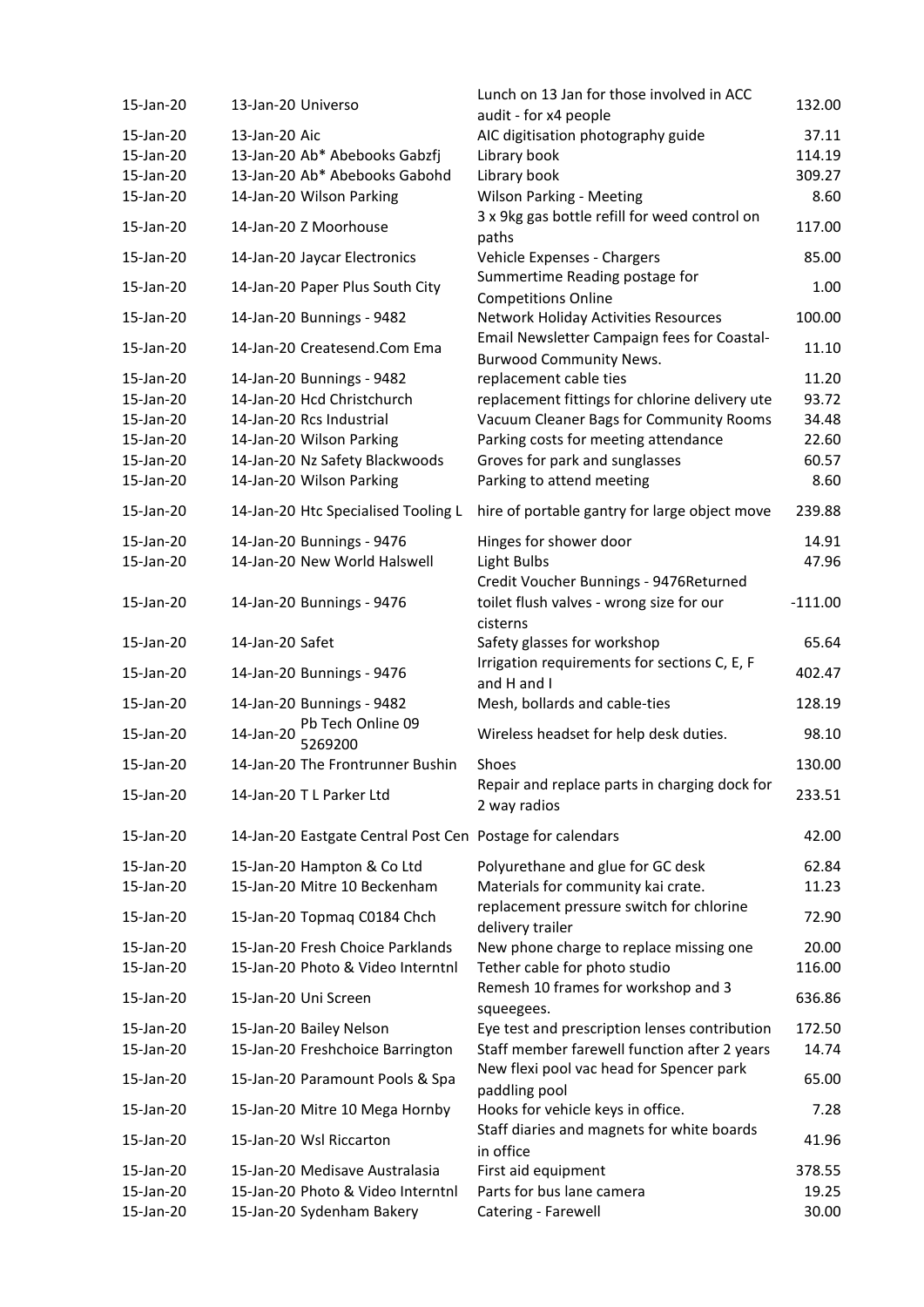| | | | | |
|---|---|---|---|---|
| 15-Jan-20 | 13-Jan-20 | Universo | Lunch on 13 Jan for those involved in ACC audit - for x4 people | 132.00 |
| 15-Jan-20 | 13-Jan-20 | Aic | AIC digitisation photography guide | 37.11 |
| 15-Jan-20 | 13-Jan-20 | Ab* Abebooks Gabzfj | Library book | 114.19 |
| 15-Jan-20 | 13-Jan-20 | Ab* Abebooks Gabohd | Library book | 309.27 |
| 15-Jan-20 | 14-Jan-20 | Wilson Parking | Wilson Parking - Meeting | 8.60 |
| 15-Jan-20 | 14-Jan-20 | Z Moorhouse | 3 x 9kg gas bottle refill for weed control on paths | 117.00 |
| 15-Jan-20 | 14-Jan-20 | Jaycar Electronics | Vehicle Expenses - Chargers | 85.00 |
| 15-Jan-20 | 14-Jan-20 | Paper Plus South City | Summertime Reading postage for Competitions Online | 1.00 |
| 15-Jan-20 | 14-Jan-20 | Bunnings - 9482 | Network Holiday Activities Resources | 100.00 |
| 15-Jan-20 | 14-Jan-20 | Createsend.Com Ema | Email Newsletter Campaign fees for Coastal-Burwood Community News. | 11.10 |
| 15-Jan-20 | 14-Jan-20 | Bunnings - 9482 | replacement cable ties | 11.20 |
| 15-Jan-20 | 14-Jan-20 | Hcd Christchurch | replacement fittings for chlorine delivery ute | 93.72 |
| 15-Jan-20 | 14-Jan-20 | Rcs Industrial | Vacuum Cleaner Bags for Community Rooms | 34.48 |
| 15-Jan-20 | 14-Jan-20 | Wilson Parking | Parking costs for meeting attendance | 22.60 |
| 15-Jan-20 | 14-Jan-20 | Nz Safety Blackwoods | Groves for park and sunglasses | 60.57 |
| 15-Jan-20 | 14-Jan-20 | Wilson Parking | Parking to attend meeting | 8.60 |
| 15-Jan-20 | 14-Jan-20 | Htc Specialised Tooling L | hire of portable gantry for large object move | 239.88 |
| 15-Jan-20 | 14-Jan-20 | Bunnings - 9476 | Hinges for shower door | 14.91 |
| 15-Jan-20 | 14-Jan-20 | New World Halswell | Light Bulbs | 47.96 |
| 15-Jan-20 | 14-Jan-20 | Bunnings - 9476 | Credit Voucher Bunnings - 9476Returned toilet flush valves - wrong size for our cisterns | -111.00 |
| 15-Jan-20 | 14-Jan-20 | Safet | Safety glasses for workshop | 65.64 |
| 15-Jan-20 | 14-Jan-20 | Bunnings - 9476 | Irrigation requirements for sections C, E, F and H and I | 402.47 |
| 15-Jan-20 | 14-Jan-20 | Bunnings - 9482 | Mesh, bollards and cable-ties | 128.19 |
| 15-Jan-20 | 14-Jan-20 | Pb Tech Online 09 5269200 | Wireless headset for help desk duties. | 98.10 |
| 15-Jan-20 | 14-Jan-20 | The Frontrunner Bushin | Shoes | 130.00 |
| 15-Jan-20 | 14-Jan-20 | T L Parker Ltd | Repair and replace parts in charging dock for 2 way radios | 233.51 |
| 15-Jan-20 | 14-Jan-20 | Eastgate Central Post Cen | Postage for calendars | 42.00 |
| 15-Jan-20 | 15-Jan-20 | Hampton & Co Ltd | Polyurethane and glue for GC desk | 62.84 |
| 15-Jan-20 | 15-Jan-20 | Mitre 10 Beckenham | Materials for community kai crate. | 11.23 |
| 15-Jan-20 | 15-Jan-20 | Topmaq C0184 Chch | replacement pressure switch for chlorine delivery trailer | 72.90 |
| 15-Jan-20 | 15-Jan-20 | Fresh Choice Parklands | New phone charge to replace missing one | 20.00 |
| 15-Jan-20 | 15-Jan-20 | Photo & Video Interntnl | Tether cable for photo studio | 116.00 |
| 15-Jan-20 | 15-Jan-20 | Uni Screen | Remesh 10 frames for workshop and 3 squeegees. | 636.86 |
| 15-Jan-20 | 15-Jan-20 | Bailey Nelson | Eye test and prescription lenses contribution | 172.50 |
| 15-Jan-20 | 15-Jan-20 | Freshchoice Barrington | Staff member farewell function after 2 years | 14.74 |
| 15-Jan-20 | 15-Jan-20 | Paramount Pools & Spa | New flexi pool vac head for Spencer park paddling pool | 65.00 |
| 15-Jan-20 | 15-Jan-20 | Mitre 10 Mega Hornby | Hooks for vehicle keys in office. | 7.28 |
| 15-Jan-20 | 15-Jan-20 | Wsl Riccarton | Staff diaries and magnets for white boards in office | 41.96 |
| 15-Jan-20 | 15-Jan-20 | Medisave Australasia | First aid equipment | 378.55 |
| 15-Jan-20 | 15-Jan-20 | Photo & Video Interntnl | Parts for bus lane camera | 19.25 |
| 15-Jan-20 | 15-Jan-20 | Sydenham Bakery | Catering - Farewell | 30.00 |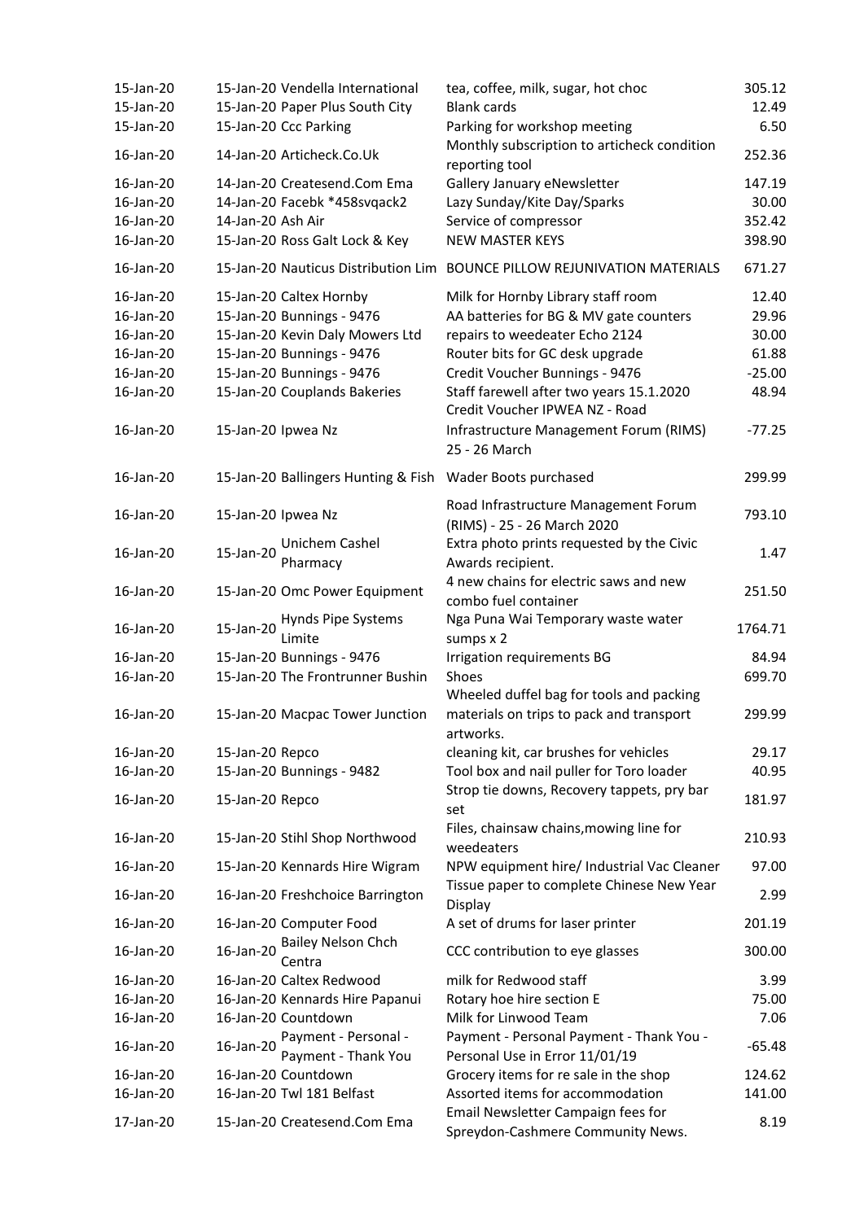| | | | | |
|---|---|---|---|---|
| 15-Jan-20 | 15-Jan-20 | Vendella International | tea, coffee, milk, sugar, hot choc | 305.12 |
| 15-Jan-20 | 15-Jan-20 | Paper Plus South City | Blank cards | 12.49 |
| 15-Jan-20 | 15-Jan-20 | Ccc Parking | Parking for workshop meeting | 6.50 |
| 16-Jan-20 | 14-Jan-20 | Articheck.Co.Uk | Monthly subscription to articheck condition reporting tool | 252.36 |
| 16-Jan-20 | 14-Jan-20 | Createsend.Com Ema | Gallery January eNewsletter | 147.19 |
| 16-Jan-20 | 14-Jan-20 | Facebk *458svqack2 | Lazy Sunday/Kite Day/Sparks | 30.00 |
| 16-Jan-20 | 14-Jan-20 | Ash Air | Service of compressor | 352.42 |
| 16-Jan-20 | 15-Jan-20 | Ross Galt Lock & Key | NEW MASTER KEYS | 398.90 |
| 16-Jan-20 | 15-Jan-20 | Nauticus Distribution Lim | BOUNCE PILLOW REJUNIVATION MATERIALS | 671.27 |
| 16-Jan-20 | 15-Jan-20 | Caltex Hornby | Milk for Hornby Library staff room | 12.40 |
| 16-Jan-20 | 15-Jan-20 | Bunnings - 9476 | AA batteries for BG & MV gate counters | 29.96 |
| 16-Jan-20 | 15-Jan-20 | Kevin Daly Mowers Ltd | repairs to weedeater Echo 2124 | 30.00 |
| 16-Jan-20 | 15-Jan-20 | Bunnings - 9476 | Router bits for GC desk upgrade | 61.88 |
| 16-Jan-20 | 15-Jan-20 | Bunnings - 9476 | Credit Voucher Bunnings - 9476 | -25.00 |
| 16-Jan-20 | 15-Jan-20 | Couplands Bakeries | Staff farewell after two years 15.1.2020 | 48.94 |
| 16-Jan-20 | 15-Jan-20 | Ipwea Nz | Credit Voucher IPWEA NZ - Road Infrastructure Management Forum (RIMS) 25 - 26 March | -77.25 |
| 16-Jan-20 | 15-Jan-20 | Ballingers Hunting & Fish | Wader Boots purchased | 299.99 |
| 16-Jan-20 | 15-Jan-20 | Ipwea Nz | Road Infrastructure Management Forum (RIMS) - 25 - 26 March 2020 | 793.10 |
| 16-Jan-20 | 15-Jan-20 | Unichem Cashel Pharmacy | Extra photo prints requested by the Civic Awards recipient. | 1.47 |
| 16-Jan-20 | 15-Jan-20 | Omc Power Equipment | 4 new chains for electric saws and new combo fuel container | 251.50 |
| 16-Jan-20 | 15-Jan-20 | Hynds Pipe Systems Limite | Nga Puna Wai Temporary waste water sumps x 2 | 1764.71 |
| 16-Jan-20 | 15-Jan-20 | Bunnings - 9476 | Irrigation requirements BG | 84.94 |
| 16-Jan-20 | 15-Jan-20 | The Frontrunner Bushin | Shoes | 699.70 |
| 16-Jan-20 | 15-Jan-20 | Macpac Tower Junction | Wheeled duffel bag for tools and packing materials on trips to pack and transport artworks. | 299.99 |
| 16-Jan-20 | 15-Jan-20 | Repco | cleaning kit, car brushes for vehicles | 29.17 |
| 16-Jan-20 | 15-Jan-20 | Bunnings - 9482 | Tool box and nail puller for Toro loader | 40.95 |
| 16-Jan-20 | 15-Jan-20 | Repco | Strop tie downs, Recovery tappets, pry bar set | 181.97 |
| 16-Jan-20 | 15-Jan-20 | Stihl Shop Northwood | Files, chainsaw chains,mowing line for weedeaters | 210.93 |
| 16-Jan-20 | 15-Jan-20 | Kennards Hire Wigram | NPW equipment hire/ Industrial Vac Cleaner | 97.00 |
| 16-Jan-20 | 16-Jan-20 | Freshchoice Barrington | Tissue paper to complete Chinese New Year Display | 2.99 |
| 16-Jan-20 | 16-Jan-20 | Computer Food | A set of drums for laser printer | 201.19 |
| 16-Jan-20 | 16-Jan-20 | Bailey Nelson Chch Centra | CCC contribution to eye glasses | 300.00 |
| 16-Jan-20 | 16-Jan-20 | Caltex Redwood | milk for Redwood staff | 3.99 |
| 16-Jan-20 | 16-Jan-20 | Kennards Hire Papanui | Rotary hoe hire section E | 75.00 |
| 16-Jan-20 | 16-Jan-20 | Countdown | Milk for Linwood Team | 7.06 |
| 16-Jan-20 | 16-Jan-20 | Payment - Personal - Payment - Thank You | Payment - Personal Payment - Thank You - Personal Use in Error 11/01/19 | -65.48 |
| 16-Jan-20 | 16-Jan-20 | Countdown | Grocery items for re sale in the shop | 124.62 |
| 16-Jan-20 | 16-Jan-20 | Twl 181 Belfast | Assorted items for accommodation | 141.00 |
| 17-Jan-20 | 15-Jan-20 | Createsend.Com Ema | Email Newsletter Campaign fees for Spreydon-Cashmere Community News. | 8.19 |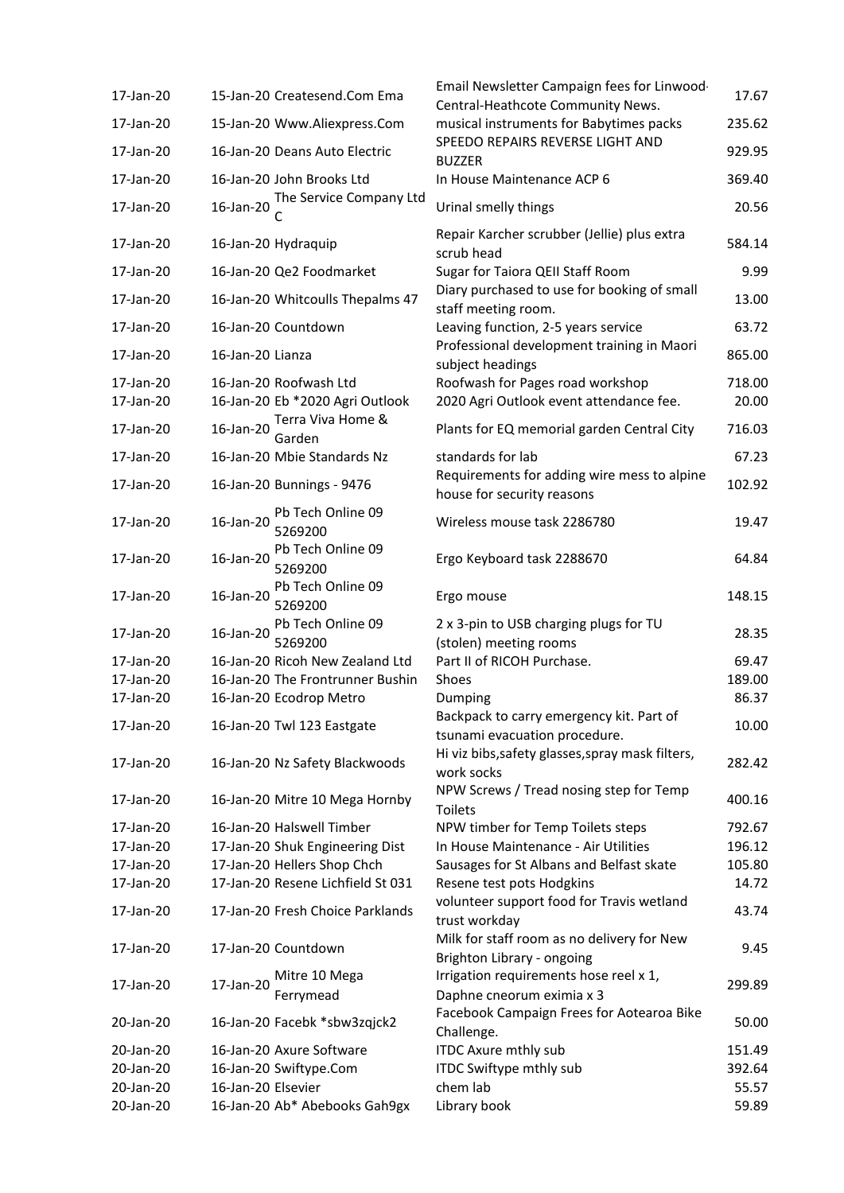| | | | | |
|---|---|---|---|---|
| 17-Jan-20 | 15-Jan-20 | Createsend.Com Ema | Email Newsletter Campaign fees for Linwood-Central-Heathcote Community News. | 17.67 |
| 17-Jan-20 | 15-Jan-20 | Www.Aliexpress.Com | musical instruments for Babytimes packs | 235.62 |
| 17-Jan-20 | 16-Jan-20 | Deans Auto Electric | SPEEDO REPAIRS REVERSE LIGHT AND BUZZER | 929.95 |
| 17-Jan-20 | 16-Jan-20 | John Brooks Ltd | In House Maintenance ACP 6 | 369.40 |
| 17-Jan-20 | 16-Jan-20 | The Service Company Ltd C | Urinal smelly things | 20.56 |
| 17-Jan-20 | 16-Jan-20 | Hydraquip | Repair Karcher scrubber (Jellie) plus extra scrub head | 584.14 |
| 17-Jan-20 | 16-Jan-20 | Qe2 Foodmarket | Sugar for Taiora QEII Staff Room | 9.99 |
| 17-Jan-20 | 16-Jan-20 | Whitcoulls Thepalms 47 | Diary purchased to use for booking of small staff meeting room. | 13.00 |
| 17-Jan-20 | 16-Jan-20 | Countdown | Leaving function, 2-5 years service | 63.72 |
| 17-Jan-20 | 16-Jan-20 | Lianza | Professional development training in Maori subject headings | 865.00 |
| 17-Jan-20 | 16-Jan-20 | Roofwash Ltd | Roofwash for Pages road workshop | 718.00 |
| 17-Jan-20 | 16-Jan-20 | Eb *2020 Agri Outlook | 2020 Agri Outlook event attendance fee. | 20.00 |
| 17-Jan-20 | 16-Jan-20 | Terra Viva Home & Garden | Plants for EQ memorial garden Central City | 716.03 |
| 17-Jan-20 | 16-Jan-20 | Mbie Standards Nz | standards for lab | 67.23 |
| 17-Jan-20 | 16-Jan-20 | Bunnings - 9476 | Requirements for adding wire mess to alpine house for security reasons | 102.92 |
| 17-Jan-20 | 16-Jan-20 | Pb Tech Online 09 5269200 | Wireless mouse task 2286780 | 19.47 |
| 17-Jan-20 | 16-Jan-20 | Pb Tech Online 09 5269200 | Ergo Keyboard task 2288670 | 64.84 |
| 17-Jan-20 | 16-Jan-20 | Pb Tech Online 09 5269200 | Ergo mouse | 148.15 |
| 17-Jan-20 | 16-Jan-20 | Pb Tech Online 09 5269200 | 2 x 3-pin to USB charging plugs for TU (stolen) meeting rooms | 28.35 |
| 17-Jan-20 | 16-Jan-20 | Ricoh New Zealand Ltd | Part II of RICOH Purchase. | 69.47 |
| 17-Jan-20 | 16-Jan-20 | The Frontrunner Bushin | Shoes | 189.00 |
| 17-Jan-20 | 16-Jan-20 | Ecodrop Metro | Dumping | 86.37 |
| 17-Jan-20 | 16-Jan-20 | Twl 123 Eastgate | Backpack to carry emergency kit. Part of tsunami evacuation procedure. | 10.00 |
| 17-Jan-20 | 16-Jan-20 | Nz Safety Blackwoods | Hi viz bibs,safety glasses,spray mask filters, work socks | 282.42 |
| 17-Jan-20 | 16-Jan-20 | Mitre 10 Mega Hornby | NPW Screws / Tread nosing step for Temp Toilets | 400.16 |
| 17-Jan-20 | 16-Jan-20 | Halswell Timber | NPW timber for Temp Toilets steps | 792.67 |
| 17-Jan-20 | 17-Jan-20 | Shuk Engineering Dist | In House Maintenance - Air Utilities | 196.12 |
| 17-Jan-20 | 17-Jan-20 | Hellers Shop Chch | Sausages for St Albans and Belfast skate | 105.80 |
| 17-Jan-20 | 17-Jan-20 | Resene Lichfield St 031 | Resene test pots Hodgkins | 14.72 |
| 17-Jan-20 | 17-Jan-20 | Fresh Choice Parklands | volunteer support food for Travis wetland trust workday | 43.74 |
| 17-Jan-20 | 17-Jan-20 | Countdown | Milk for staff room as no delivery for New Brighton Library - ongoing | 9.45 |
| 17-Jan-20 | 17-Jan-20 | Mitre 10 Mega Ferrymead | Irrigation requirements hose reel x 1, Daphne cneorum eximia x 3 | 299.89 |
| 20-Jan-20 | 16-Jan-20 | Facebk *sbw3zqjck2 | Facebook Campaign Frees for Aotearoa Bike Challenge. | 50.00 |
| 20-Jan-20 | 16-Jan-20 | Axure Software | ITDC Axure mthly sub | 151.49 |
| 20-Jan-20 | 16-Jan-20 | Swiftype.Com | ITDC Swiftype mthly sub | 392.64 |
| 20-Jan-20 | 16-Jan-20 | Elsevier | chem lab | 55.57 |
| 20-Jan-20 | 16-Jan-20 | Ab* Abebooks Gah9gx | Library book | 59.89 |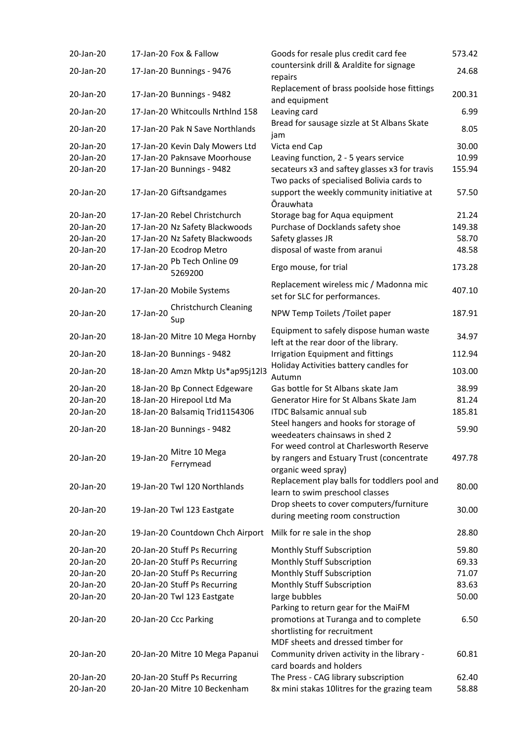| | | | | |
|---|---|---|---|---|
| 20-Jan-20 | 17-Jan-20 | Fox & Fallow | Goods for resale plus credit card fee | 573.42 |
| 20-Jan-20 | 17-Jan-20 | Bunnings - 9476 | countersink drill & Araldite for signage repairs | 24.68 |
| 20-Jan-20 | 17-Jan-20 | Bunnings - 9482 | Replacement of brass poolside hose fittings and equipment | 200.31 |
| 20-Jan-20 | 17-Jan-20 | Whitcoulls Nrthlnd 158 | Leaving card | 6.99 |
| 20-Jan-20 | 17-Jan-20 | Pak N Save Northlands | Bread for sausage sizzle at St Albans Skate jam | 8.05 |
| 20-Jan-20 | 17-Jan-20 | Kevin Daly Mowers Ltd | Victa end Cap | 30.00 |
| 20-Jan-20 | 17-Jan-20 | Paknsave Moorhouse | Leaving function, 2 - 5 years service | 10.99 |
| 20-Jan-20 | 17-Jan-20 | Bunnings - 9482 | secateurs x3 and saftey glasses x3 for travis | 155.94 |
| 20-Jan-20 | 17-Jan-20 | Giftsandgames | Two packs of specialised Bolivia cards to support the weekly community initiative at Ōrauwhata | 57.50 |
| 20-Jan-20 | 17-Jan-20 | Rebel Christchurch | Storage bag for Aqua equipment | 21.24 |
| 20-Jan-20 | 17-Jan-20 | Nz Safety Blackwoods | Purchase of Docklands safety shoe | 149.38 |
| 20-Jan-20 | 17-Jan-20 | Nz Safety Blackwoods | Safety glasses JR | 58.70 |
| 20-Jan-20 | 17-Jan-20 | Ecodrop Metro | disposal of waste from aranui | 48.58 |
| 20-Jan-20 | 17-Jan-20 | Pb Tech Online 09 5269200 | Ergo mouse, for trial | 173.28 |
| 20-Jan-20 | 17-Jan-20 | Mobile Systems | Replacement wireless mic / Madonna mic set for SLC for performances. | 407.10 |
| 20-Jan-20 | 17-Jan-20 | Christchurch Cleaning Sup | NPW Temp Toilets /Toilet paper | 187.91 |
| 20-Jan-20 | 18-Jan-20 | Mitre 10 Mega Hornby | Equipment to safely dispose human waste left at the rear door of the library. | 34.97 |
| 20-Jan-20 | 18-Jan-20 | Bunnings - 9482 | Irrigation Equipment and fittings | 112.94 |
| 20-Jan-20 | 18-Jan-20 | Amzn Mktp Us*ap95j12l3 | Holiday Activities battery candles for Autumn | 103.00 |
| 20-Jan-20 | 18-Jan-20 | Bp Connect Edgeware | Gas bottle for St Albans skate Jam | 38.99 |
| 20-Jan-20 | 18-Jan-20 | Hirepool Ltd Ma | Generator Hire for St Albans Skate Jam | 81.24 |
| 20-Jan-20 | 18-Jan-20 | Balsamiq Trid1154306 | ITDC Balsamic annual sub | 185.81 |
| 20-Jan-20 | 18-Jan-20 | Bunnings - 9482 | Steel hangers and hooks for storage of weedeaters chainsaws in shed 2 | 59.90 |
| 20-Jan-20 | 19-Jan-20 | Mitre 10 Mega Ferrymead | For weed control at Charlesworth Reserve by rangers and Estuary Trust (concentrate organic weed spray) | 497.78 |
| 20-Jan-20 | 19-Jan-20 | Twl 120 Northlands | Replacement play balls for toddlers pool and learn to swim preschool classes | 80.00 |
| 20-Jan-20 | 19-Jan-20 | Twl 123 Eastgate | Drop sheets to cover computers/furniture during meeting room construction | 30.00 |
| 20-Jan-20 | 19-Jan-20 | Countdown Chch Airport | Milk for re sale in the shop | 28.80 |
| 20-Jan-20 | 20-Jan-20 | Stuff Ps Recurring | Monthly Stuff Subscription | 59.80 |
| 20-Jan-20 | 20-Jan-20 | Stuff Ps Recurring | Monthly Stuff Subscription | 69.33 |
| 20-Jan-20 | 20-Jan-20 | Stuff Ps Recurring | Monthly Stuff Subscription | 71.07 |
| 20-Jan-20 | 20-Jan-20 | Stuff Ps Recurring | Monthly Stuff Subscription | 83.63 |
| 20-Jan-20 | 20-Jan-20 | Twl 123 Eastgate | large bubbles | 50.00 |
| 20-Jan-20 | 20-Jan-20 | Ccc Parking | Parking to return gear for the MaiFM promotions at Turanga and to complete shortlisting for recruitment | 6.50 |
| 20-Jan-20 | 20-Jan-20 | Mitre 10 Mega Papanui | MDF sheets and dressed timber for Community driven activity in the library - card boards and holders | 60.81 |
| 20-Jan-20 | 20-Jan-20 | Stuff Ps Recurring | The Press - CAG library subscription | 62.40 |
| 20-Jan-20 | 20-Jan-20 | Mitre 10 Beckenham | 8x mini stakas 10litres for the grazing team | 58.88 |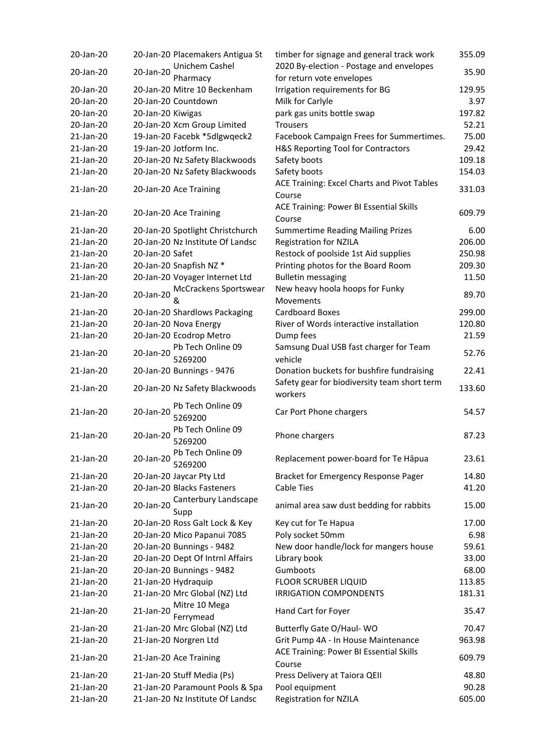| | | | | |
|---|---|---|---|---|
| 20-Jan-20 | 20-Jan-20 | Placemakers Antigua St | timber for signage and general track work | 355.09 |
| 20-Jan-20 | 20-Jan-20 | Unichem Cashel Pharmacy | 2020 By-election - Postage and envelopes for return vote envelopes | 35.90 |
| 20-Jan-20 | 20-Jan-20 | Mitre 10 Beckenham | Irrigation requirements for BG | 129.95 |
| 20-Jan-20 | 20-Jan-20 | Countdown | Milk for Carlyle | 3.97 |
| 20-Jan-20 | 20-Jan-20 | Kiwigas | park gas units bottle swap | 197.82 |
| 20-Jan-20 | 20-Jan-20 | Xcm Group Limited | Trousers | 52.21 |
| 21-Jan-20 | 19-Jan-20 | Facebk *5dlgwqeck2 | Facebook Campaign Frees for Summertimes. | 75.00 |
| 21-Jan-20 | 19-Jan-20 | Jotform Inc. | H&S Reporting Tool for Contractors | 29.42 |
| 21-Jan-20 | 20-Jan-20 | Nz Safety Blackwoods | Safety boots | 109.18 |
| 21-Jan-20 | 20-Jan-20 | Nz Safety Blackwoods | Safety boots | 154.03 |
| 21-Jan-20 | 20-Jan-20 | Ace Training | ACE Training: Excel Charts and Pivot Tables Course | 331.03 |
| 21-Jan-20 | 20-Jan-20 | Ace Training | ACE Training: Power BI Essential Skills Course | 609.79 |
| 21-Jan-20 | 20-Jan-20 | Spotlight Christchurch | Summertime Reading Mailing Prizes | 6.00 |
| 21-Jan-20 | 20-Jan-20 | Nz Institute Of Landsc | Registration for NZILA | 206.00 |
| 21-Jan-20 | 20-Jan-20 | Safet | Restock of poolside 1st Aid supplies | 250.98 |
| 21-Jan-20 | 20-Jan-20 | Snapfish NZ * | Printing photos for the Board Room | 209.30 |
| 21-Jan-20 | 20-Jan-20 | Voyager Internet Ltd | Bulletin messaging | 11.50 |
| 21-Jan-20 | 20-Jan-20 | McCrackens Sportswear & | New heavy hoola hoops for Funky Movements | 89.70 |
| 21-Jan-20 | 20-Jan-20 | Shardlows Packaging | Cardboard Boxes | 299.00 |
| 21-Jan-20 | 20-Jan-20 | Nova Energy | River of Words interactive installation | 120.80 |
| 21-Jan-20 | 20-Jan-20 | Ecodrop Metro | Dump fees | 21.59 |
| 21-Jan-20 | 20-Jan-20 | Pb Tech Online 09 5269200 | Samsung Dual USB fast charger for Team vehicle | 52.76 |
| 21-Jan-20 | 20-Jan-20 | Bunnings - 9476 | Donation buckets for bushfire fundraising | 22.41 |
| 21-Jan-20 | 20-Jan-20 | Nz Safety Blackwoods | Safety gear for biodiversity team short term workers | 133.60 |
| 21-Jan-20 | 20-Jan-20 | Pb Tech Online 09 5269200 | Car Port Phone chargers | 54.57 |
| 21-Jan-20 | 20-Jan-20 | Pb Tech Online 09 5269200 | Phone chargers | 87.23 |
| 21-Jan-20 | 20-Jan-20 | Pb Tech Online 09 5269200 | Replacement power-board for Te Hāpua | 23.61 |
| 21-Jan-20 | 20-Jan-20 | Jaycar Pty Ltd | Bracket for Emergency Response Pager | 14.80 |
| 21-Jan-20 | 20-Jan-20 | Blacks Fasteners | Cable Ties | 41.20 |
| 21-Jan-20 | 20-Jan-20 | Canterbury Landscape Supp | animal area saw dust bedding for rabbits | 15.00 |
| 21-Jan-20 | 20-Jan-20 | Ross Galt Lock & Key | Key cut for Te Hapua | 17.00 |
| 21-Jan-20 | 20-Jan-20 | Mico Papanui 7085 | Poly socket 50mm | 6.98 |
| 21-Jan-20 | 20-Jan-20 | Bunnings - 9482 | New door handle/lock for mangers house | 59.61 |
| 21-Jan-20 | 20-Jan-20 | Dept Of Intrnl Affairs | Library book | 33.00 |
| 21-Jan-20 | 20-Jan-20 | Bunnings - 9482 | Gumboots | 68.00 |
| 21-Jan-20 | 21-Jan-20 | Hydraquip | FLOOR SCRUBER LIQUID | 113.85 |
| 21-Jan-20 | 21-Jan-20 | Mrc Global (NZ) Ltd | IRRIGATION COMPONDENTS | 181.31 |
| 21-Jan-20 | 21-Jan-20 | Mitre 10 Mega Ferrymead | Hand Cart for Foyer | 35.47 |
| 21-Jan-20 | 21-Jan-20 | Mrc Global (NZ) Ltd | Butterfly Gate O/Haul- WO | 70.47 |
| 21-Jan-20 | 21-Jan-20 | Norgren Ltd | Grit Pump 4A - In House Maintenance | 963.98 |
| 21-Jan-20 | 21-Jan-20 | Ace Training | ACE Training: Power BI Essential Skills Course | 609.79 |
| 21-Jan-20 | 21-Jan-20 | Stuff Media (Ps) | Press Delivery at Taiora QEII | 48.80 |
| 21-Jan-20 | 21-Jan-20 | Paramount Pools & Spa | Pool equipment | 90.28 |
| 21-Jan-20 | 21-Jan-20 | Nz Institute Of Landsc | Registration for NZILA | 605.00 |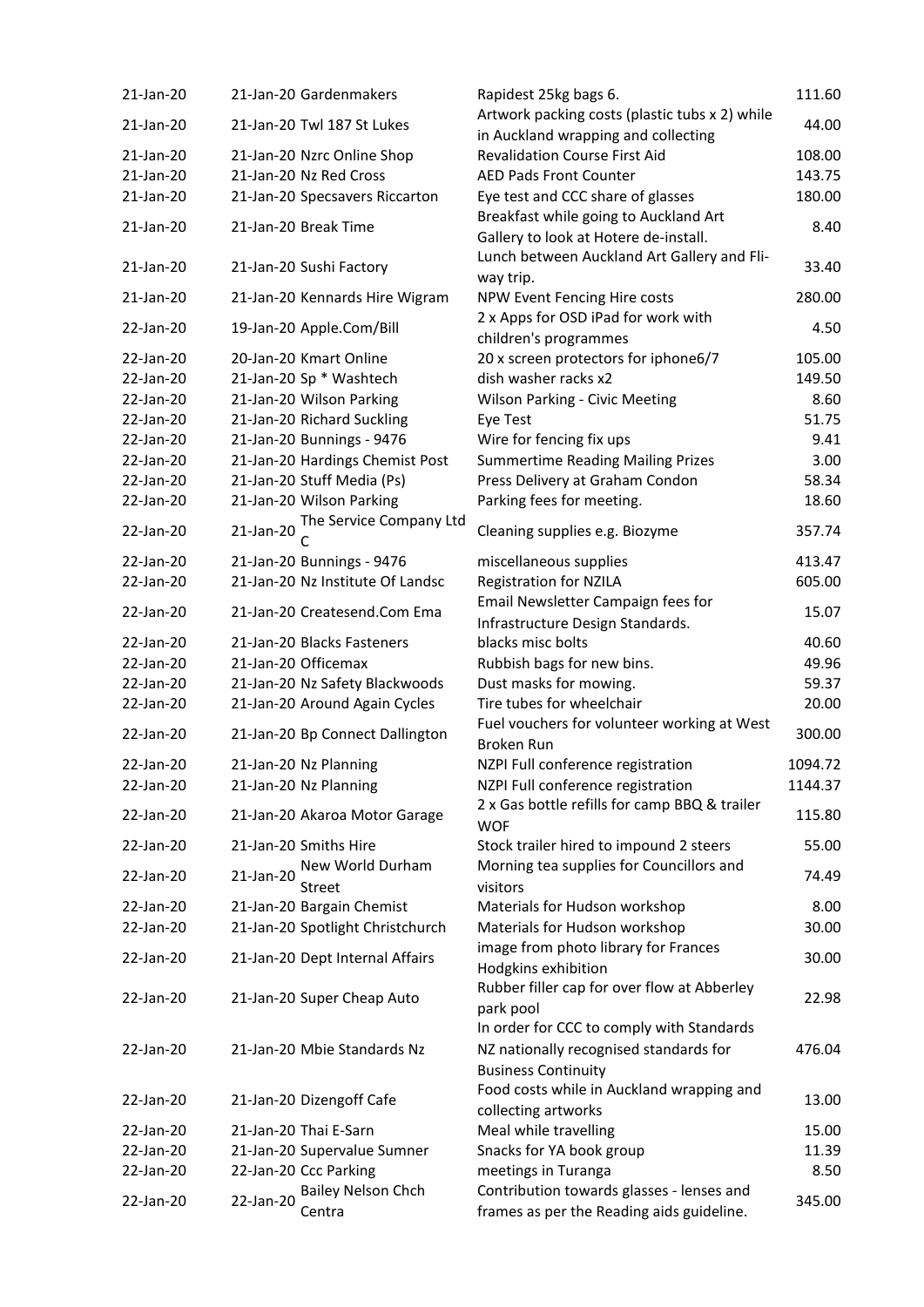| | | | | |
|---|---|---|---|---|
| 21-Jan-20 | 21-Jan-20 | Gardenmakers | Rapidest 25kg bags 6. | 111.60 |
| 21-Jan-20 | 21-Jan-20 | Twl 187 St Lukes | Artwork packing costs (plastic tubs x 2) while in Auckland wrapping and collecting | 44.00 |
| 21-Jan-20 | 21-Jan-20 | Nzrc Online Shop | Revalidation Course First Aid | 108.00 |
| 21-Jan-20 | 21-Jan-20 | Nz Red Cross | AED Pads Front Counter | 143.75 |
| 21-Jan-20 | 21-Jan-20 | Specsavers Riccarton | Eye test and CCC share of glasses | 180.00 |
| 21-Jan-20 | 21-Jan-20 | Break Time | Breakfast while going to Auckland Art Gallery to look at Hotere de-install. | 8.40 |
| 21-Jan-20 | 21-Jan-20 | Sushi Factory | Lunch between Auckland Art Gallery and Fli-way trip. | 33.40 |
| 21-Jan-20 | 21-Jan-20 | Kennards Hire Wigram | NPW Event Fencing Hire costs | 280.00 |
| 22-Jan-20 | 19-Jan-20 | Apple.Com/Bill | 2 x Apps for OSD iPad for work with children's programmes | 4.50 |
| 22-Jan-20 | 20-Jan-20 | Kmart Online | 20 x screen protectors for iphone6/7 | 105.00 |
| 22-Jan-20 | 21-Jan-20 | Sp * Washtech | dish washer racks x2 | 149.50 |
| 22-Jan-20 | 21-Jan-20 | Wilson Parking | Wilson Parking - Civic Meeting | 8.60 |
| 22-Jan-20 | 21-Jan-20 | Richard Suckling | Eye Test | 51.75 |
| 22-Jan-20 | 21-Jan-20 | Bunnings - 9476 | Wire for fencing fix ups | 9.41 |
| 22-Jan-20 | 21-Jan-20 | Hardings Chemist Post | Summertime Reading Mailing Prizes | 3.00 |
| 22-Jan-20 | 21-Jan-20 | Stuff Media (Ps) | Press Delivery at Graham Condon | 58.34 |
| 22-Jan-20 | 21-Jan-20 | Wilson Parking | Parking fees for meeting. | 18.60 |
| 22-Jan-20 | 21-Jan-20 | The Service Company Ltd C | Cleaning supplies e.g. Biozyme | 357.74 |
| 22-Jan-20 | 21-Jan-20 | Bunnings - 9476 | miscellaneous supplies | 413.47 |
| 22-Jan-20 | 21-Jan-20 | Nz Institute Of Landsc | Registration for NZILA | 605.00 |
| 22-Jan-20 | 21-Jan-20 | Createsend.Com Ema | Email Newsletter Campaign fees for Infrastructure Design Standards. | 15.07 |
| 22-Jan-20 | 21-Jan-20 | Blacks Fasteners | blacks misc bolts | 40.60 |
| 22-Jan-20 | 21-Jan-20 | Officemax | Rubbish bags for new bins. | 49.96 |
| 22-Jan-20 | 21-Jan-20 | Nz Safety Blackwoods | Dust masks for mowing. | 59.37 |
| 22-Jan-20 | 21-Jan-20 | Around Again Cycles | Tire tubes for wheelchair | 20.00 |
| 22-Jan-20 | 21-Jan-20 | Bp Connect Dallington | Fuel vouchers for volunteer working at West Broken Run | 300.00 |
| 22-Jan-20 | 21-Jan-20 | Nz Planning | NZPI Full conference registration | 1094.72 |
| 22-Jan-20 | 21-Jan-20 | Nz Planning | NZPI Full conference registration | 1144.37 |
| 22-Jan-20 | 21-Jan-20 | Akaroa Motor Garage | 2 x Gas bottle refills for camp BBQ & trailer WOF | 115.80 |
| 22-Jan-20 | 21-Jan-20 | Smiths Hire | Stock trailer hired to impound 2 steers | 55.00 |
| 22-Jan-20 | 21-Jan-20 | New World Durham Street | Morning tea supplies for Councillors and visitors | 74.49 |
| 22-Jan-20 | 21-Jan-20 | Bargain Chemist | Materials for Hudson workshop | 8.00 |
| 22-Jan-20 | 21-Jan-20 | Spotlight Christchurch | Materials for Hudson workshop | 30.00 |
| 22-Jan-20 | 21-Jan-20 | Dept Internal Affairs | image from photo library for Frances Hodgkins exhibition | 30.00 |
| 22-Jan-20 | 21-Jan-20 | Super Cheap Auto | Rubber filler cap for over flow at Abberley park pool | 22.98 |
| 22-Jan-20 | 21-Jan-20 | Mbie Standards Nz | In order for CCC to comply with Standards NZ nationally recognised standards for Business Continuity | 476.04 |
| 22-Jan-20 | 21-Jan-20 | Dizengoff Cafe | Food costs while in Auckland wrapping and collecting artworks | 13.00 |
| 22-Jan-20 | 21-Jan-20 | Thai E-Sarn | Meal while travelling | 15.00 |
| 22-Jan-20 | 21-Jan-20 | Supervalue Sumner | Snacks for YA book group | 11.39 |
| 22-Jan-20 | 22-Jan-20 | Ccc Parking | meetings in Turanga | 8.50 |
| 22-Jan-20 | 22-Jan-20 | Bailey Nelson Chch Centra | Contribution towards glasses - lenses and frames as per the Reading aids guideline. | 345.00 |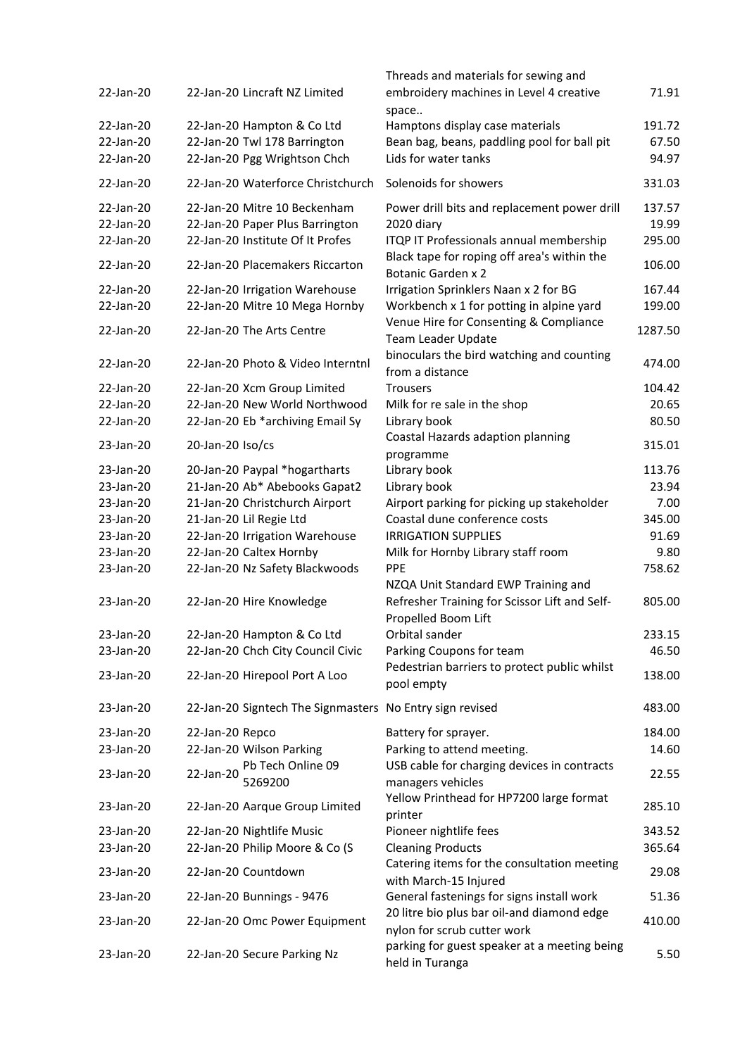| | | | | |
|---|---|---|---|---|
| 22-Jan-20 | 22-Jan-20 | Lincraft NZ Limited | Threads and materials for sewing and embroidery machines in Level 4 creative space.. | 71.91 |
| 22-Jan-20 | 22-Jan-20 | Hampton & Co Ltd | Hamptons display case materials | 191.72 |
| 22-Jan-20 | 22-Jan-20 | Twl 178 Barrington | Bean bag, beans, paddling pool for ball pit | 67.50 |
| 22-Jan-20 | 22-Jan-20 | Pgg Wrightson Chch | Lids for water tanks | 94.97 |
| 22-Jan-20 | 22-Jan-20 | Waterforce Christchurch | Solenoids for showers | 331.03 |
| 22-Jan-20 | 22-Jan-20 | Mitre 10 Beckenham | Power drill bits and replacement power drill | 137.57 |
| 22-Jan-20 | 22-Jan-20 | Paper Plus Barrington | 2020 diary | 19.99 |
| 22-Jan-20 | 22-Jan-20 | Institute Of It Profes | ITQP IT Professionals annual membership | 295.00 |
| 22-Jan-20 | 22-Jan-20 | Placemakers Riccarton | Black tape for roping off area's within the Botanic Garden x 2 | 106.00 |
| 22-Jan-20 | 22-Jan-20 | Irrigation Warehouse | Irrigation Sprinklers Naan x 2 for BG | 167.44 |
| 22-Jan-20 | 22-Jan-20 | Mitre 10 Mega Hornby | Workbench x 1 for potting in alpine yard | 199.00 |
| 22-Jan-20 | 22-Jan-20 | The Arts Centre | Venue Hire for Consenting & Compliance Team Leader Update | 1287.50 |
| 22-Jan-20 | 22-Jan-20 | Photo & Video Interntnl | binoculars the bird watching and counting from a distance | 474.00 |
| 22-Jan-20 | 22-Jan-20 | Xcm Group Limited | Trousers | 104.42 |
| 22-Jan-20 | 22-Jan-20 | New World Northwood | Milk for re sale in the shop | 20.65 |
| 22-Jan-20 | 22-Jan-20 | Eb *archiving Email Sy | Library book | 80.50 |
| 23-Jan-20 | 20-Jan-20 | Iso/cs | Coastal Hazards adaption planning programme | 315.01 |
| 23-Jan-20 | 20-Jan-20 | Paypal *hogartharts | Library book | 113.76 |
| 23-Jan-20 | 21-Jan-20 | Ab* Abebooks Gapat2 | Library book | 23.94 |
| 23-Jan-20 | 21-Jan-20 | Christchurch Airport | Airport parking for picking up stakeholder | 7.00 |
| 23-Jan-20 | 21-Jan-20 | Lil Regie Ltd | Coastal dune conference costs | 345.00 |
| 23-Jan-20 | 22-Jan-20 | Irrigation Warehouse | IRRIGATION SUPPLIES | 91.69 |
| 23-Jan-20 | 22-Jan-20 | Caltex Hornby | Milk for Hornby Library staff room | 9.80 |
| 23-Jan-20 | 22-Jan-20 | Nz Safety Blackwoods | PPE | 758.62 |
| 23-Jan-20 | 22-Jan-20 | Hire Knowledge | NZQA Unit Standard EWP Training and Refresher Training for Scissor Lift and Self-Propelled Boom Lift | 805.00 |
| 23-Jan-20 | 22-Jan-20 | Hampton & Co Ltd | Orbital sander | 233.15 |
| 23-Jan-20 | 22-Jan-20 | Chch City Council Civic | Parking Coupons for team | 46.50 |
| 23-Jan-20 | 22-Jan-20 | Hirepool Port A Loo | Pedestrian barriers to protect public whilst pool empty | 138.00 |
| 23-Jan-20 | 22-Jan-20 | Signtech The Signmasters | No Entry sign revised | 483.00 |
| 23-Jan-20 | 22-Jan-20 | Repco | Battery for sprayer. | 184.00 |
| 23-Jan-20 | 22-Jan-20 | Wilson Parking | Parking to attend meeting. | 14.60 |
| 23-Jan-20 | 22-Jan-20 | Pb Tech Online 09 5269200 | USB cable for charging devices in contracts managers vehicles | 22.55 |
| 23-Jan-20 | 22-Jan-20 | Aarque Group Limited | Yellow Printhead for HP7200 large format printer | 285.10 |
| 23-Jan-20 | 22-Jan-20 | Nightlife Music | Pioneer nightlife fees | 343.52 |
| 23-Jan-20 | 22-Jan-20 | Philip Moore & Co (S | Cleaning Products | 365.64 |
| 23-Jan-20 | 22-Jan-20 | Countdown | Catering items for the consultation meeting with March-15 Injured | 29.08 |
| 23-Jan-20 | 22-Jan-20 | Bunnings - 9476 | General fastenings for signs install work | 51.36 |
| 23-Jan-20 | 22-Jan-20 | Omc Power Equipment | 20 litre bio plus bar oil-and diamond edge nylon for scrub cutter work | 410.00 |
| 23-Jan-20 | 22-Jan-20 | Secure Parking Nz | parking for guest speaker at a meeting being held in Turanga | 5.50 |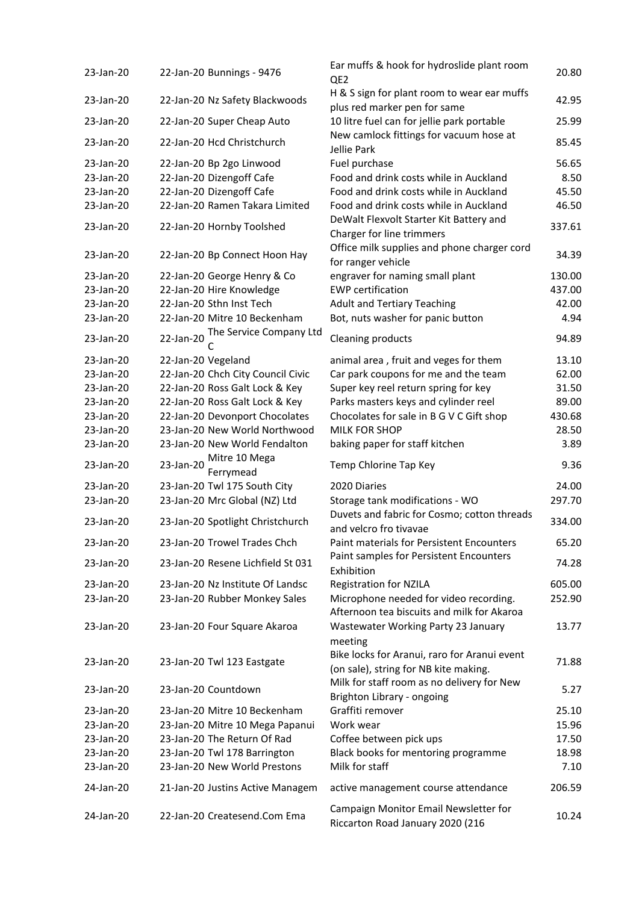| | | | |
|---|---|---|---|
| 23-Jan-20 | 22-Jan-20 Bunnings - 9476 | Ear muffs & hook for hydroslide plant room QE2 | 20.80 |
| 23-Jan-20 | 22-Jan-20 Nz Safety Blackwoods | H & S sign for plant room to wear ear muffs plus red marker pen for same | 42.95 |
| 23-Jan-20 | 22-Jan-20 Super Cheap Auto | 10 litre fuel can for jellie park portable | 25.99 |
| 23-Jan-20 | 22-Jan-20 Hcd Christchurch | New camlock fittings for vacuum hose at Jellie Park | 85.45 |
| 23-Jan-20 | 22-Jan-20 Bp 2go Linwood | Fuel purchase | 56.65 |
| 23-Jan-20 | 22-Jan-20 Dizengoff Cafe | Food and drink costs while in Auckland | 8.50 |
| 23-Jan-20 | 22-Jan-20 Dizengoff Cafe | Food and drink costs while in Auckland | 45.50 |
| 23-Jan-20 | 22-Jan-20 Ramen Takara Limited | Food and drink costs while in Auckland | 46.50 |
| 23-Jan-20 | 22-Jan-20 Hornby Toolshed | DeWalt Flexvolt Starter Kit Battery and Charger for line trimmers | 337.61 |
| 23-Jan-20 | 22-Jan-20 Bp Connect Hoon Hay | Office milk supplies and phone charger cord for ranger vehicle | 34.39 |
| 23-Jan-20 | 22-Jan-20 George Henry & Co | engraver for naming small plant | 130.00 |
| 23-Jan-20 | 22-Jan-20 Hire Knowledge | EWP certification | 437.00 |
| 23-Jan-20 | 22-Jan-20 Sthn Inst Tech | Adult and Tertiary Teaching | 42.00 |
| 23-Jan-20 | 22-Jan-20 Mitre 10 Beckenham | Bot, nuts washer for panic button | 4.94 |
| 23-Jan-20 | 22-Jan-20 The Service Company Ltd C | Cleaning products | 94.89 |
| 23-Jan-20 | 22-Jan-20 Vegeland | animal area , fruit and veges for them | 13.10 |
| 23-Jan-20 | 22-Jan-20 Chch City Council Civic | Car park coupons for me and the team | 62.00 |
| 23-Jan-20 | 22-Jan-20 Ross Galt Lock & Key | Super key reel return spring for key | 31.50 |
| 23-Jan-20 | 22-Jan-20 Ross Galt Lock & Key | Parks masters keys and cylinder reel | 89.00 |
| 23-Jan-20 | 22-Jan-20 Devonport Chocolates | Chocolates for sale in B G V C Gift shop | 430.68 |
| 23-Jan-20 | 23-Jan-20 New World Northwood | MILK FOR SHOP | 28.50 |
| 23-Jan-20 | 23-Jan-20 New World Fendalton | baking paper for staff kitchen | 3.89 |
| 23-Jan-20 | 23-Jan-20 Mitre 10 Mega Ferrymead | Temp Chlorine Tap Key | 9.36 |
| 23-Jan-20 | 23-Jan-20 Twl 175 South City | 2020 Diaries | 24.00 |
| 23-Jan-20 | 23-Jan-20 Mrc Global (NZ) Ltd | Storage tank modifications - WO | 297.70 |
| 23-Jan-20 | 23-Jan-20 Spotlight Christchurch | Duvets and fabric for Cosmo; cotton threads and velcro fro tivavae | 334.00 |
| 23-Jan-20 | 23-Jan-20 Trowel Trades Chch | Paint materials for Persistent Encounters | 65.20 |
| 23-Jan-20 | 23-Jan-20 Resene Lichfield St 031 | Paint samples for Persistent Encounters Exhibition | 74.28 |
| 23-Jan-20 | 23-Jan-20 Nz Institute Of Landsc | Registration for NZILA | 605.00 |
| 23-Jan-20 | 23-Jan-20 Rubber Monkey Sales | Microphone needed for video recording. | 252.90 |
| 23-Jan-20 | 23-Jan-20 Four Square Akaroa | Afternoon tea biscuits and milk for Akaroa Wastewater Working Party 23 January meeting | 13.77 |
| 23-Jan-20 | 23-Jan-20 Twl 123 Eastgate | Bike locks for Aranui, raro for Aranui event (on sale), string for NB kite making. | 71.88 |
| 23-Jan-20 | 23-Jan-20 Countdown | Milk for staff room as no delivery for New Brighton Library - ongoing | 5.27 |
| 23-Jan-20 | 23-Jan-20 Mitre 10 Beckenham | Graffiti remover | 25.10 |
| 23-Jan-20 | 23-Jan-20 Mitre 10 Mega Papanui | Work wear | 15.96 |
| 23-Jan-20 | 23-Jan-20 The Return Of Rad | Coffee between pick ups | 17.50 |
| 23-Jan-20 | 23-Jan-20 Twl 178 Barrington | Black books for mentoring programme | 18.98 |
| 23-Jan-20 | 23-Jan-20 New World Prestons | Milk for staff | 7.10 |
| 24-Jan-20 | 21-Jan-20 Justins Active Managem | active management course attendance | 206.59 |
| 24-Jan-20 | 22-Jan-20 Createsend.Com Ema | Campaign Monitor Email Newsletter for Riccarton Road January 2020 (216 | 10.24 |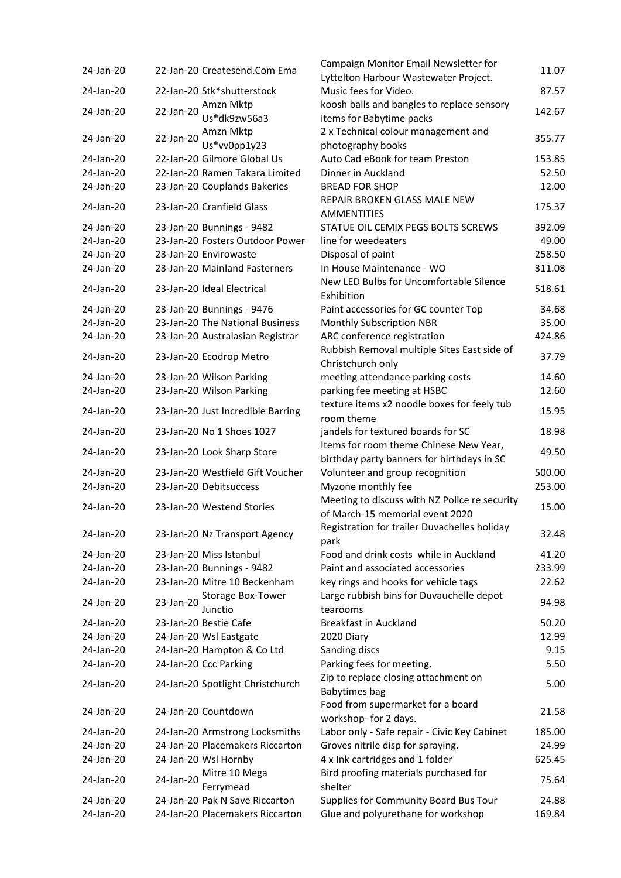| | | | |
|---|---|---|---|
| 24-Jan-20 | 22-Jan-20 Createsend.Com Ema | Campaign Monitor Email Newsletter for Lyttelton Harbour Wastewater Project. | 11.07 |
| 24-Jan-20 | 22-Jan-20 Stk*shutterstock | Music fees for Video. | 87.57 |
| 24-Jan-20 | 22-Jan-20 Amzn Mktp Us*dk9zw56a3 | koosh balls and bangles to replace sensory items for Babytime packs | 142.67 |
| 24-Jan-20 | 22-Jan-20 Amzn Mktp Us*vv0pp1y23 | 2 x Technical colour management and photography books | 355.77 |
| 24-Jan-20 | 22-Jan-20 Gilmore Global Us | Auto Cad eBook for team Preston | 153.85 |
| 24-Jan-20 | 22-Jan-20 Ramen Takara Limited | Dinner in Auckland | 52.50 |
| 24-Jan-20 | 23-Jan-20 Couplands Bakeries | BREAD FOR SHOP | 12.00 |
| 24-Jan-20 | 23-Jan-20 Cranfield Glass | REPAIR BROKEN GLASS MALE NEW AMMENTITIES | 175.37 |
| 24-Jan-20 | 23-Jan-20 Bunnings - 9482 | STATUE OIL CEMIX PEGS BOLTS SCREWS | 392.09 |
| 24-Jan-20 | 23-Jan-20 Fosters Outdoor Power | line for weedeaters | 49.00 |
| 24-Jan-20 | 23-Jan-20 Envirowaste | Disposal of paint | 258.50 |
| 24-Jan-20 | 23-Jan-20 Mainland Fasterners | In House Maintenance - WO | 311.08 |
| 24-Jan-20 | 23-Jan-20 Ideal Electrical | New LED Bulbs for Uncomfortable Silence Exhibition | 518.61 |
| 24-Jan-20 | 23-Jan-20 Bunnings - 9476 | Paint accessories for GC counter Top | 34.68 |
| 24-Jan-20 | 23-Jan-20 The National Business | Monthly Subscription NBR | 35.00 |
| 24-Jan-20 | 23-Jan-20 Australasian Registrar | ARC conference registration | 424.86 |
| 24-Jan-20 | 23-Jan-20 Ecodrop Metro | Rubbish Removal multiple Sites East side of Christchurch only | 37.79 |
| 24-Jan-20 | 23-Jan-20 Wilson Parking | meeting attendance parking costs | 14.60 |
| 24-Jan-20 | 23-Jan-20 Wilson Parking | parking fee meeting at HSBC | 12.60 |
| 24-Jan-20 | 23-Jan-20 Just Incredible Barring | texture items x2 noodle boxes for feely tub room theme | 15.95 |
| 24-Jan-20 | 23-Jan-20 No 1 Shoes 1027 | jandels for textured boards for SC | 18.98 |
| 24-Jan-20 | 23-Jan-20 Look Sharp Store | Items for room theme Chinese New Year, birthday party banners for birthdays in SC | 49.50 |
| 24-Jan-20 | 23-Jan-20 Westfield Gift Voucher | Volunteer and group recognition | 500.00 |
| 24-Jan-20 | 23-Jan-20 Debitsuccess | Myzone monthly fee | 253.00 |
| 24-Jan-20 | 23-Jan-20 Westend Stories | Meeting to discuss with NZ Police re security of March-15 memorial event 2020 | 15.00 |
| 24-Jan-20 | 23-Jan-20 Nz Transport Agency | Registration for trailer Duvachelles holiday park | 32.48 |
| 24-Jan-20 | 23-Jan-20 Miss Istanbul | Food and drink costs while in Auckland | 41.20 |
| 24-Jan-20 | 23-Jan-20 Bunnings - 9482 | Paint and associated accessories | 233.99 |
| 24-Jan-20 | 23-Jan-20 Mitre 10 Beckenham | key rings and hooks for vehicle tags | 22.62 |
| 24-Jan-20 | 23-Jan-20 Storage Box-Tower Junctio | Large rubbish bins for Duvauchelle depot tearooms | 94.98 |
| 24-Jan-20 | 23-Jan-20 Bestie Cafe | Breakfast in Auckland | 50.20 |
| 24-Jan-20 | 24-Jan-20 Wsl Eastgate | 2020 Diary | 12.99 |
| 24-Jan-20 | 24-Jan-20 Hampton & Co Ltd | Sanding discs | 9.15 |
| 24-Jan-20 | 24-Jan-20 Ccc Parking | Parking fees for meeting. | 5.50 |
| 24-Jan-20 | 24-Jan-20 Spotlight Christchurch | Zip to replace closing attachment on Babytimes bag | 5.00 |
| 24-Jan-20 | 24-Jan-20 Countdown | Food from supermarket for a board workshop- for 2 days. | 21.58 |
| 24-Jan-20 | 24-Jan-20 Armstrong Locksmiths | Labor only - Safe repair - Civic Key Cabinet | 185.00 |
| 24-Jan-20 | 24-Jan-20 Placemakers Riccarton | Groves nitrile disp for spraying. | 24.99 |
| 24-Jan-20 | 24-Jan-20 Wsl Hornby | 4 x Ink cartridges and 1 folder | 625.45 |
| 24-Jan-20 | 24-Jan-20 Mitre 10 Mega Ferrymead | Bird proofing materials purchased for shelter | 75.64 |
| 24-Jan-20 | 24-Jan-20 Pak N Save Riccarton | Supplies for Community Board Bus Tour | 24.88 |
| 24-Jan-20 | 24-Jan-20 Placemakers Riccarton | Glue and polyurethane for workshop | 169.84 |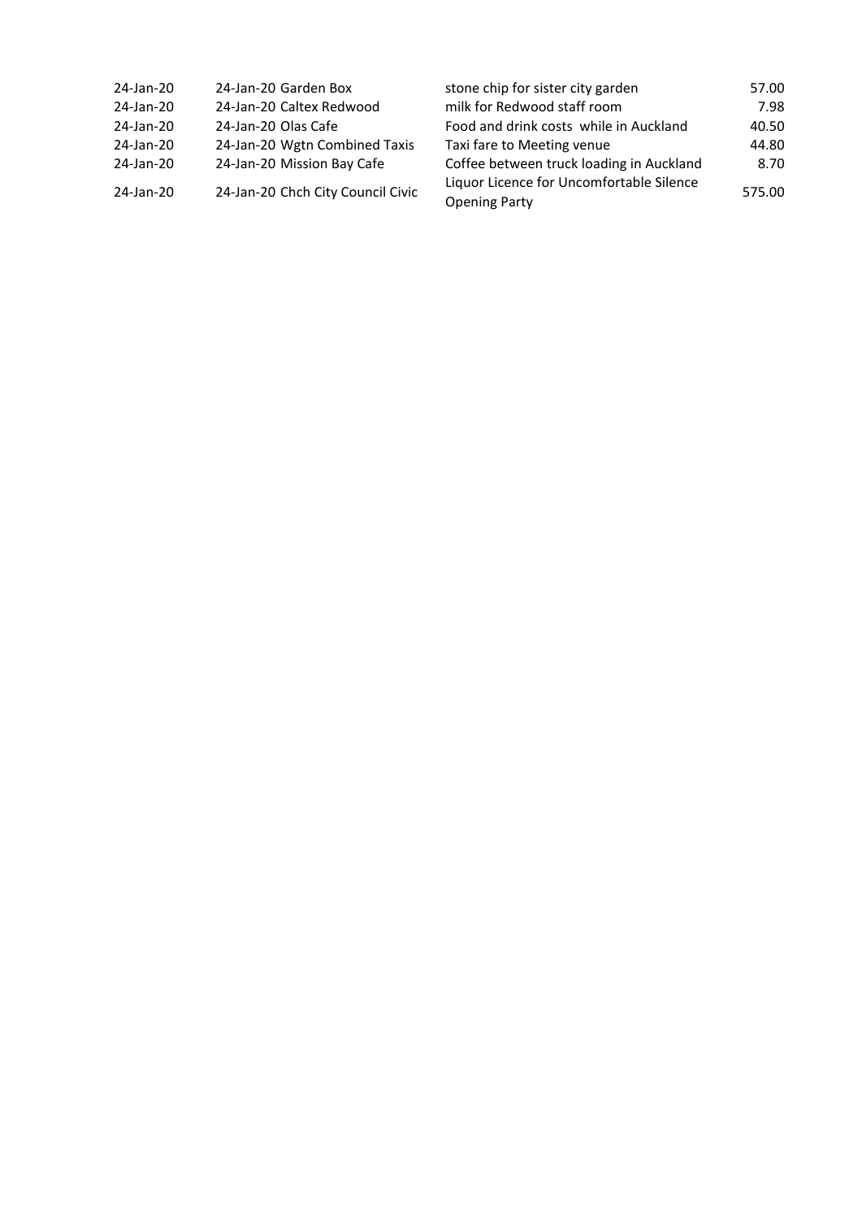| | | | | |
|---|---|---|---|---|
| 24-Jan-20 | 24-Jan-20 | Garden Box | stone chip for sister city garden | 57.00 |
| 24-Jan-20 | 24-Jan-20 | Caltex Redwood | milk for Redwood staff room | 7.98 |
| 24-Jan-20 | 24-Jan-20 | Olas Cafe | Food and drink costs while in Auckland | 40.50 |
| 24-Jan-20 | 24-Jan-20 | Wgtn Combined Taxis | Taxi fare to Meeting venue | 44.80 |
| 24-Jan-20 | 24-Jan-20 | Mission Bay Cafe | Coffee between truck loading in Auckland | 8.70 |
| 24-Jan-20 | 24-Jan-20 | Chch City Council Civic | Liquor Licence for Uncomfortable Silence Opening Party | 575.00 |